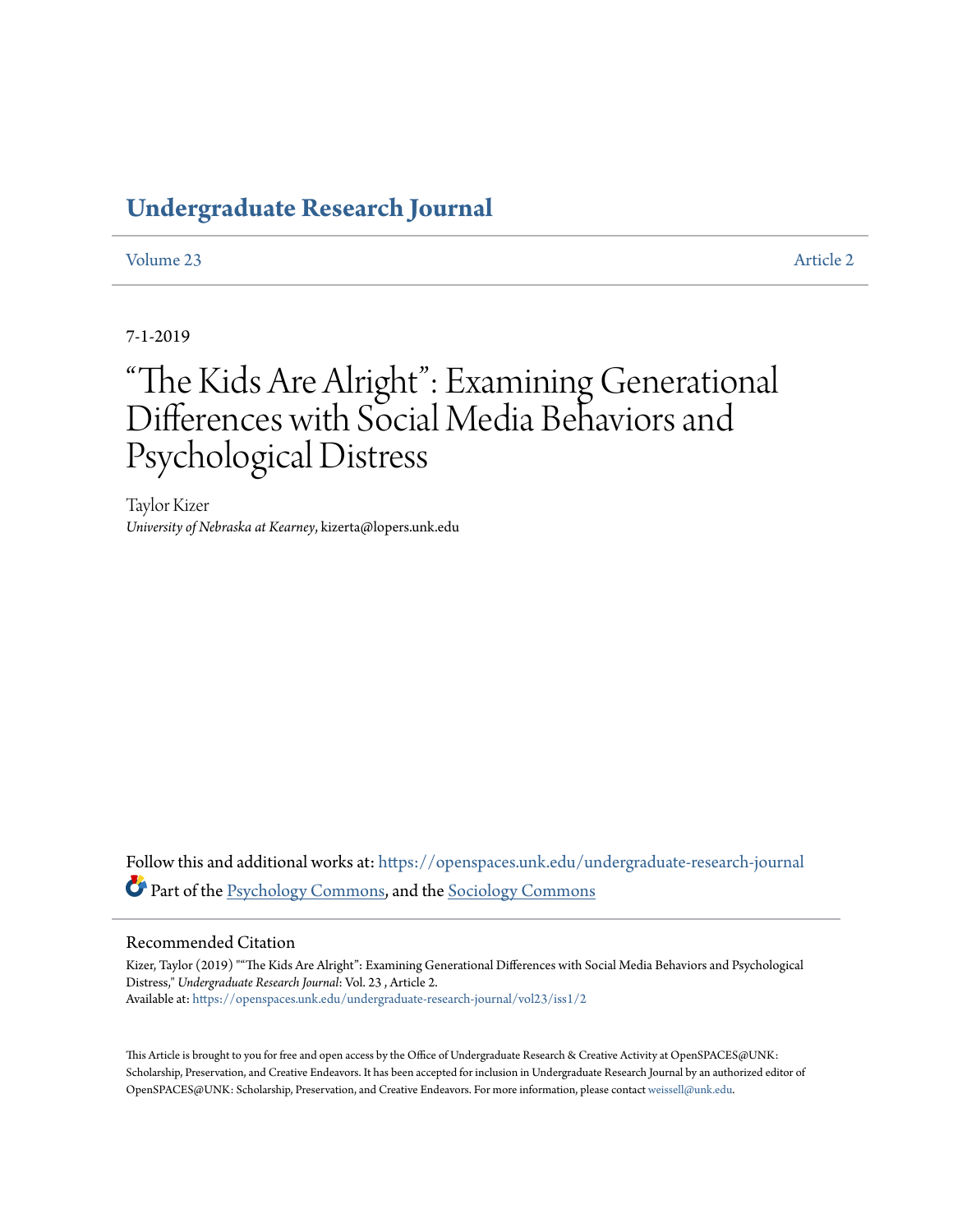# Undergraduate Research Journal

Volume 23 | Article 2

7-1-2019

# "The Kids Are Alright": Examining Generational Differences with Social Media Behaviors and Psychological Distress

Taylor Kizer
*University of Nebraska at Kearney*, kizerta@lopers.unk.edu

Follow this and additional works at: https://openspaces.unk.edu/undergraduate-research-journal

Part of the Psychology Commons, and the Sociology Commons

## Recommended Citation

Kizer, Taylor (2019) ""The Kids Are Alright": Examining Generational Differences with Social Media Behaviors and Psychological Distress," *Undergraduate Research Journal*: Vol. 23 , Article 2.
Available at: https://openspaces.unk.edu/undergraduate-research-journal/vol23/iss1/2

This Article is brought to you for free and open access by the Office of Undergraduate Research & Creative Activity at OpenSPACES@UNK: Scholarship, Preservation, and Creative Endeavors. It has been accepted for inclusion in Undergraduate Research Journal by an authorized editor of OpenSPACES@UNK: Scholarship, Preservation, and Creative Endeavors. For more information, please contact weissell@unk.edu.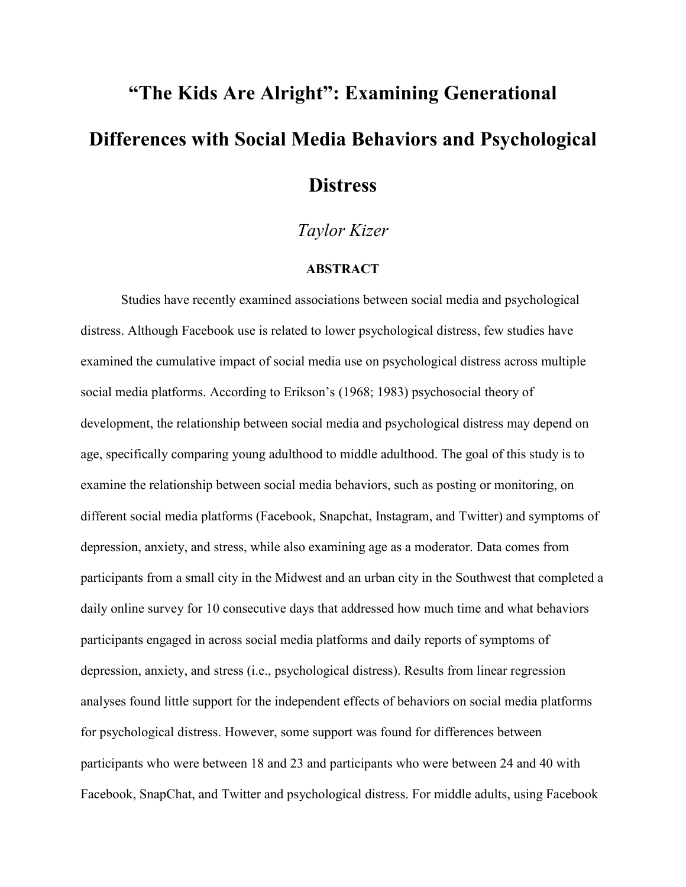# "The Kids Are Alright": Examining Generational Differences with Social Media Behaviors and Psychological Distress

*Taylor Kizer*

### ABSTRACT

Studies have recently examined associations between social media and psychological distress. Although Facebook use is related to lower psychological distress, few studies have examined the cumulative impact of social media use on psychological distress across multiple social media platforms. According to Erikson's (1968; 1983) psychosocial theory of development, the relationship between social media and psychological distress may depend on age, specifically comparing young adulthood to middle adulthood. The goal of this study is to examine the relationship between social media behaviors, such as posting or monitoring, on different social media platforms (Facebook, Snapchat, Instagram, and Twitter) and symptoms of depression, anxiety, and stress, while also examining age as a moderator. Data comes from participants from a small city in the Midwest and an urban city in the Southwest that completed a daily online survey for 10 consecutive days that addressed how much time and what behaviors participants engaged in across social media platforms and daily reports of symptoms of depression, anxiety, and stress (i.e., psychological distress). Results from linear regression analyses found little support for the independent effects of behaviors on social media platforms for psychological distress. However, some support was found for differences between participants who were between 18 and 23 and participants who were between 24 and 40 with Facebook, SnapChat, and Twitter and psychological distress. For middle adults, using Facebook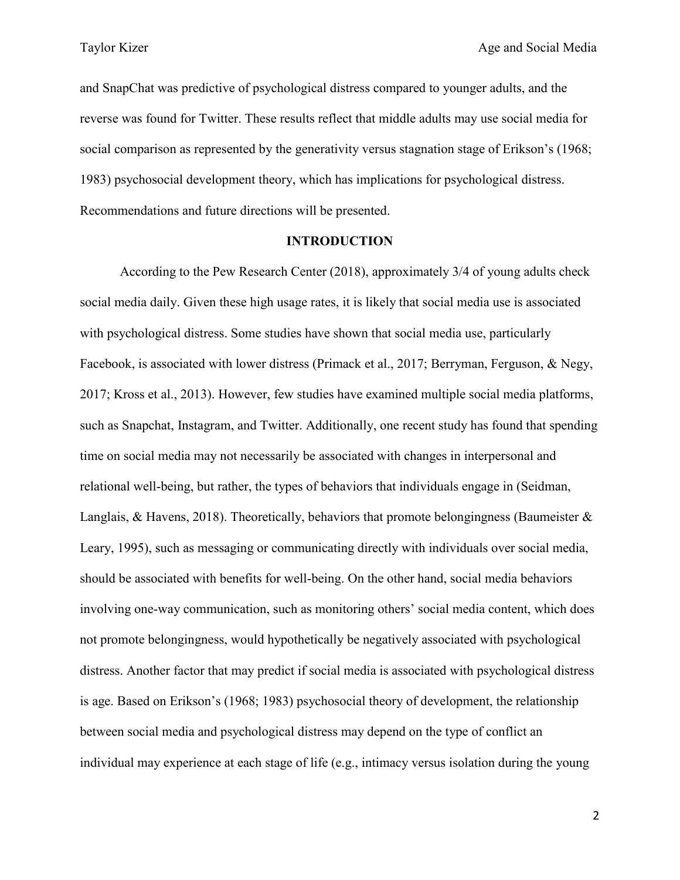and SnapChat was predictive of psychological distress compared to younger adults, and the reverse was found for Twitter. These results reflect that middle adults may use social media for social comparison as represented by the generativity versus stagnation stage of Erikson's (1968; 1983) psychosocial development theory, which has implications for psychological distress. Recommendations and future directions will be presented.

## INTRODUCTION

According to the Pew Research Center (2018), approximately 3/4 of young adults check social media daily. Given these high usage rates, it is likely that social media use is associated with psychological distress. Some studies have shown that social media use, particularly Facebook, is associated with lower distress (Primack et al., 2017; Berryman, Ferguson, & Negy, 2017; Kross et al., 2013). However, few studies have examined multiple social media platforms, such as Snapchat, Instagram, and Twitter. Additionally, one recent study has found that spending time on social media may not necessarily be associated with changes in interpersonal and relational well-being, but rather, the types of behaviors that individuals engage in (Seidman, Langlais, & Havens, 2018). Theoretically, behaviors that promote belongingness (Baumeister & Leary, 1995), such as messaging or communicating directly with individuals over social media, should be associated with benefits for well-being. On the other hand, social media behaviors involving one-way communication, such as monitoring others' social media content, which does not promote belongingness, would hypothetically be negatively associated with psychological distress. Another factor that may predict if social media is associated with psychological distress is age. Based on Erikson's (1968; 1983) psychosocial theory of development, the relationship between social media and psychological distress may depend on the type of conflict an individual may experience at each stage of life (e.g., intimacy versus isolation during the young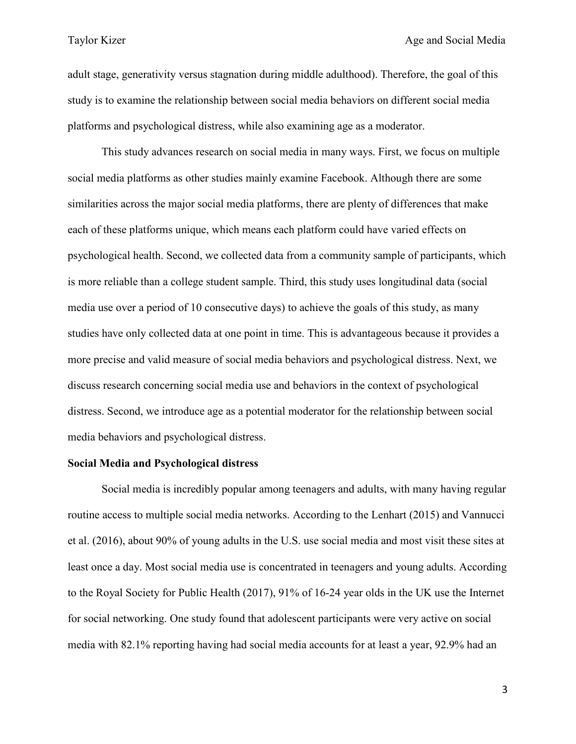adult stage, generativity versus stagnation during middle adulthood). Therefore, the goal of this study is to examine the relationship between social media behaviors on different social media platforms and psychological distress, while also examining age as a moderator.

This study advances research on social media in many ways. First, we focus on multiple social media platforms as other studies mainly examine Facebook. Although there are some similarities across the major social media platforms, there are plenty of differences that make each of these platforms unique, which means each platform could have varied effects on psychological health. Second, we collected data from a community sample of participants, which is more reliable than a college student sample. Third, this study uses longitudinal data (social media use over a period of 10 consecutive days) to achieve the goals of this study, as many studies have only collected data at one point in time. This is advantageous because it provides a more precise and valid measure of social media behaviors and psychological distress. Next, we discuss research concerning social media use and behaviors in the context of psychological distress. Second, we introduce age as a potential moderator for the relationship between social media behaviors and psychological distress.

**Social Media and Psychological distress**

Social media is incredibly popular among teenagers and adults, with many having regular routine access to multiple social media networks. According to the Lenhart (2015) and Vannucci et al. (2016), about 90% of young adults in the U.S. use social media and most visit these sites at least once a day. Most social media use is concentrated in teenagers and young adults. According to the Royal Society for Public Health (2017), 91% of 16-24 year olds in the UK use the Internet for social networking. One study found that adolescent participants were very active on social media with 82.1% reporting having had social media accounts for at least a year, 92.9% had an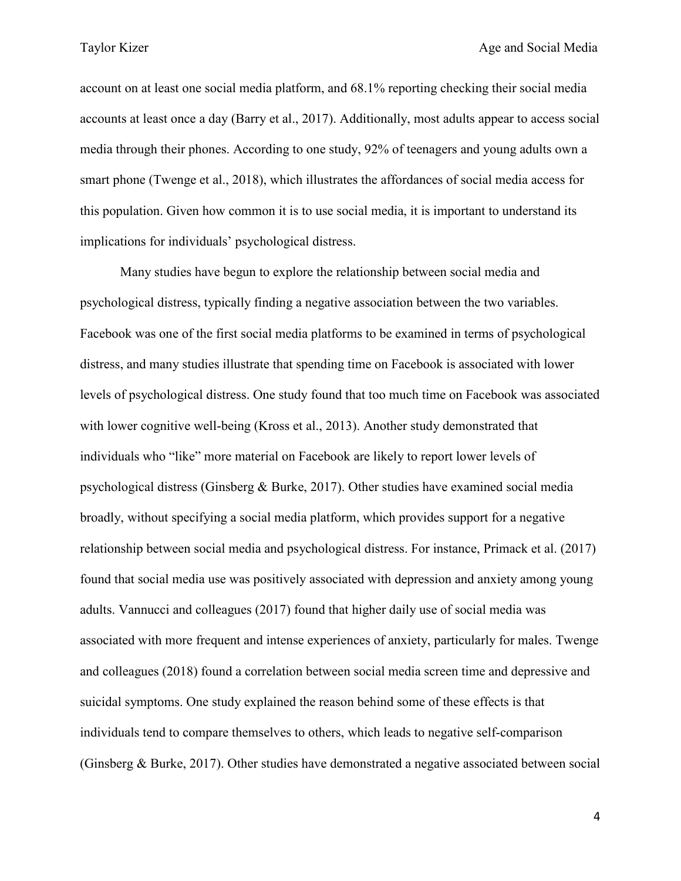account on at least one social media platform, and 68.1% reporting checking their social media accounts at least once a day (Barry et al., 2017). Additionally, most adults appear to access social media through their phones. According to one study, 92% of teenagers and young adults own a smart phone (Twenge et al., 2018), which illustrates the affordances of social media access for this population. Given how common it is to use social media, it is important to understand its implications for individuals' psychological distress.

Many studies have begun to explore the relationship between social media and psychological distress, typically finding a negative association between the two variables. Facebook was one of the first social media platforms to be examined in terms of psychological distress, and many studies illustrate that spending time on Facebook is associated with lower levels of psychological distress. One study found that too much time on Facebook was associated with lower cognitive well-being (Kross et al., 2013). Another study demonstrated that individuals who "like" more material on Facebook are likely to report lower levels of psychological distress (Ginsberg & Burke, 2017). Other studies have examined social media broadly, without specifying a social media platform, which provides support for a negative relationship between social media and psychological distress. For instance, Primack et al. (2017) found that social media use was positively associated with depression and anxiety among young adults. Vannucci and colleagues (2017) found that higher daily use of social media was associated with more frequent and intense experiences of anxiety, particularly for males. Twenge and colleagues (2018) found a correlation between social media screen time and depressive and suicidal symptoms. One study explained the reason behind some of these effects is that individuals tend to compare themselves to others, which leads to negative self-comparison (Ginsberg & Burke, 2017). Other studies have demonstrated a negative associated between social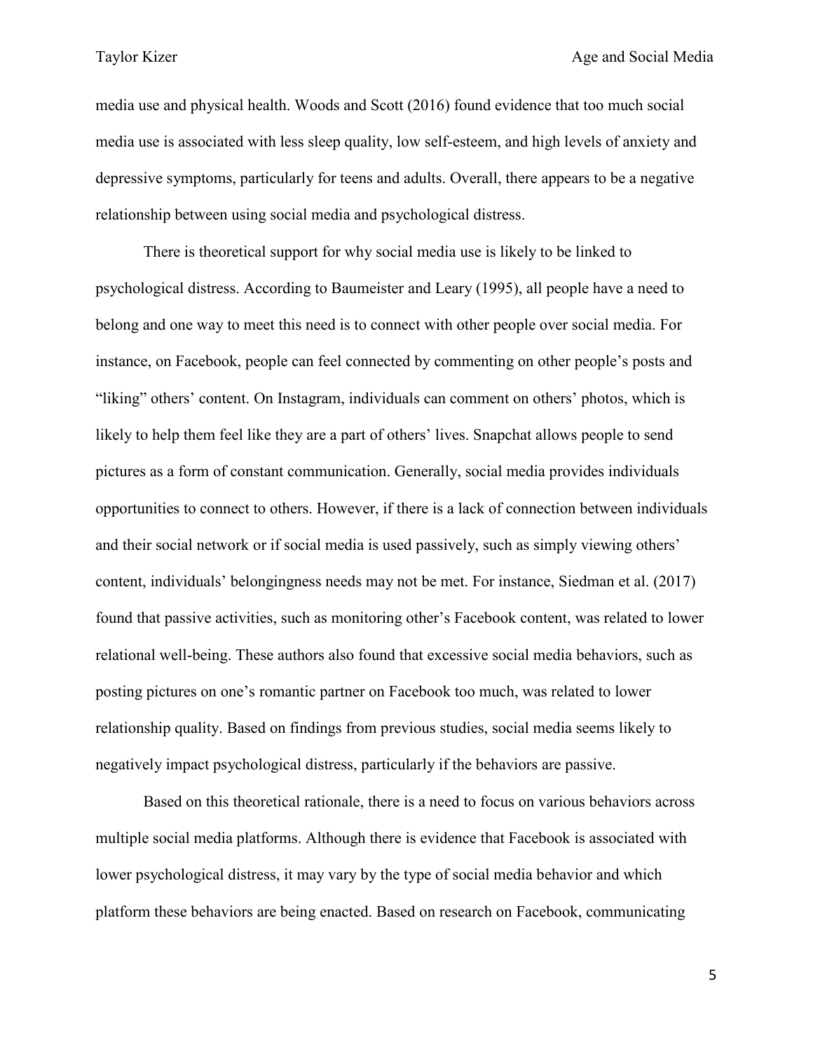media use and physical health. Woods and Scott (2016) found evidence that too much social media use is associated with less sleep quality, low self-esteem, and high levels of anxiety and depressive symptoms, particularly for teens and adults. Overall, there appears to be a negative relationship between using social media and psychological distress.

There is theoretical support for why social media use is likely to be linked to psychological distress. According to Baumeister and Leary (1995), all people have a need to belong and one way to meet this need is to connect with other people over social media. For instance, on Facebook, people can feel connected by commenting on other people's posts and "liking" others' content. On Instagram, individuals can comment on others' photos, which is likely to help them feel like they are a part of others' lives. Snapchat allows people to send pictures as a form of constant communication. Generally, social media provides individuals opportunities to connect to others. However, if there is a lack of connection between individuals and their social network or if social media is used passively, such as simply viewing others' content, individuals' belongingness needs may not be met. For instance, Siedman et al. (2017) found that passive activities, such as monitoring other's Facebook content, was related to lower relational well-being. These authors also found that excessive social media behaviors, such as posting pictures on one's romantic partner on Facebook too much, was related to lower relationship quality. Based on findings from previous studies, social media seems likely to negatively impact psychological distress, particularly if the behaviors are passive.

Based on this theoretical rationale, there is a need to focus on various behaviors across multiple social media platforms. Although there is evidence that Facebook is associated with lower psychological distress, it may vary by the type of social media behavior and which platform these behaviors are being enacted. Based on research on Facebook, communicating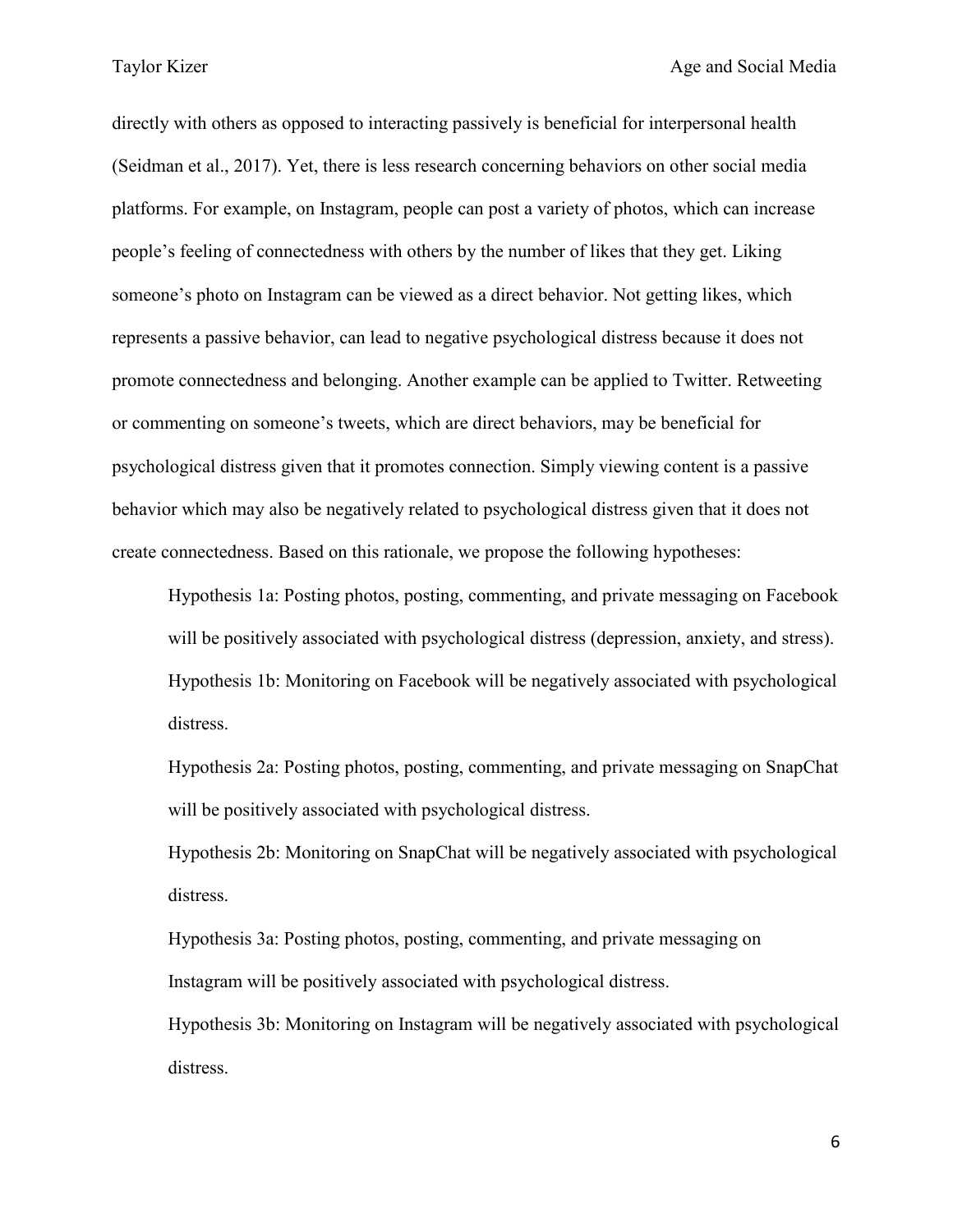directly with others as opposed to interacting passively is beneficial for interpersonal health (Seidman et al., 2017). Yet, there is less research concerning behaviors on other social media platforms. For example, on Instagram, people can post a variety of photos, which can increase people's feeling of connectedness with others by the number of likes that they get. Liking someone's photo on Instagram can be viewed as a direct behavior. Not getting likes, which represents a passive behavior, can lead to negative psychological distress because it does not promote connectedness and belonging. Another example can be applied to Twitter. Retweeting or commenting on someone's tweets, which are direct behaviors, may be beneficial for psychological distress given that it promotes connection. Simply viewing content is a passive behavior which may also be negatively related to psychological distress given that it does not create connectedness. Based on this rationale, we propose the following hypotheses:

> Hypothesis 1a: Posting photos, posting, commenting, and private messaging on Facebook will be positively associated with psychological distress (depression, anxiety, and stress).
>
> Hypothesis 1b: Monitoring on Facebook will be negatively associated with psychological distress.
>
> Hypothesis 2a: Posting photos, posting, commenting, and private messaging on SnapChat will be positively associated with psychological distress.
>
> Hypothesis 2b: Monitoring on SnapChat will be negatively associated with psychological distress.
>
> Hypothesis 3a: Posting photos, posting, commenting, and private messaging on Instagram will be positively associated with psychological distress.
>
> Hypothesis 3b: Monitoring on Instagram will be negatively associated with psychological distress.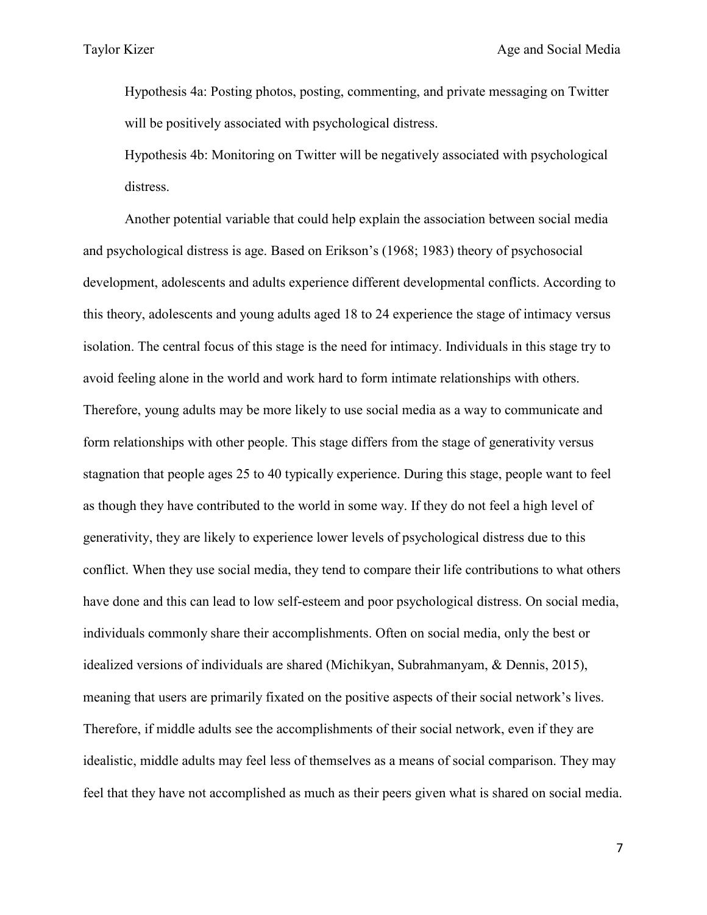Hypothesis 4a: Posting photos, posting, commenting, and private messaging on Twitter will be positively associated with psychological distress.

Hypothesis 4b: Monitoring on Twitter will be negatively associated with psychological distress.

Another potential variable that could help explain the association between social media and psychological distress is age. Based on Erikson's (1968; 1983) theory of psychosocial development, adolescents and adults experience different developmental conflicts. According to this theory, adolescents and young adults aged 18 to 24 experience the stage of intimacy versus isolation. The central focus of this stage is the need for intimacy. Individuals in this stage try to avoid feeling alone in the world and work hard to form intimate relationships with others. Therefore, young adults may be more likely to use social media as a way to communicate and form relationships with other people. This stage differs from the stage of generativity versus stagnation that people ages 25 to 40 typically experience. During this stage, people want to feel as though they have contributed to the world in some way. If they do not feel a high level of generativity, they are likely to experience lower levels of psychological distress due to this conflict. When they use social media, they tend to compare their life contributions to what others have done and this can lead to low self-esteem and poor psychological distress. On social media, individuals commonly share their accomplishments. Often on social media, only the best or idealized versions of individuals are shared (Michikyan, Subrahmanyam, & Dennis, 2015), meaning that users are primarily fixated on the positive aspects of their social network's lives. Therefore, if middle adults see the accomplishments of their social network, even if they are idealistic, middle adults may feel less of themselves as a means of social comparison. They may feel that they have not accomplished as much as their peers given what is shared on social media.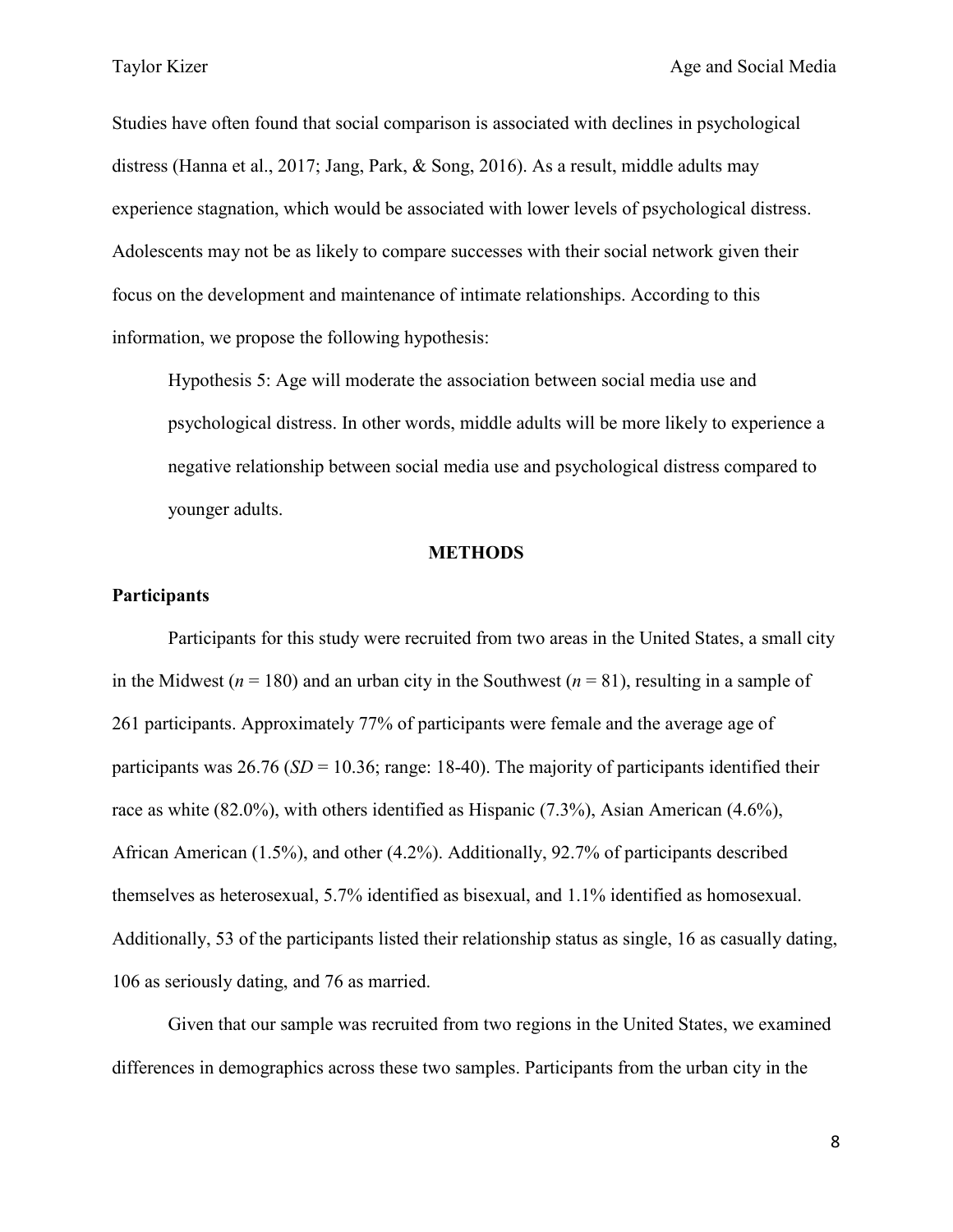Studies have often found that social comparison is associated with declines in psychological distress (Hanna et al., 2017; Jang, Park, & Song, 2016). As a result, middle adults may experience stagnation, which would be associated with lower levels of psychological distress. Adolescents may not be as likely to compare successes with their social network given their focus on the development and maintenance of intimate relationships. According to this information, we propose the following hypothesis:

> Hypothesis 5: Age will moderate the association between social media use and psychological distress. In other words, middle adults will be more likely to experience a negative relationship between social media use and psychological distress compared to younger adults.

## METHODS

### Participants

Participants for this study were recruited from two areas in the United States, a small city in the Midwest (*n* = 180) and an urban city in the Southwest (*n* = 81), resulting in a sample of 261 participants. Approximately 77% of participants were female and the average age of participants was 26.76 (*SD* = 10.36; range: 18-40). The majority of participants identified their race as white (82.0%), with others identified as Hispanic (7.3%), Asian American (4.6%), African American (1.5%), and other (4.2%). Additionally, 92.7% of participants described themselves as heterosexual, 5.7% identified as bisexual, and 1.1% identified as homosexual. Additionally, 53 of the participants listed their relationship status as single, 16 as casually dating, 106 as seriously dating, and 76 as married.

Given that our sample was recruited from two regions in the United States, we examined differences in demographics across these two samples. Participants from the urban city in the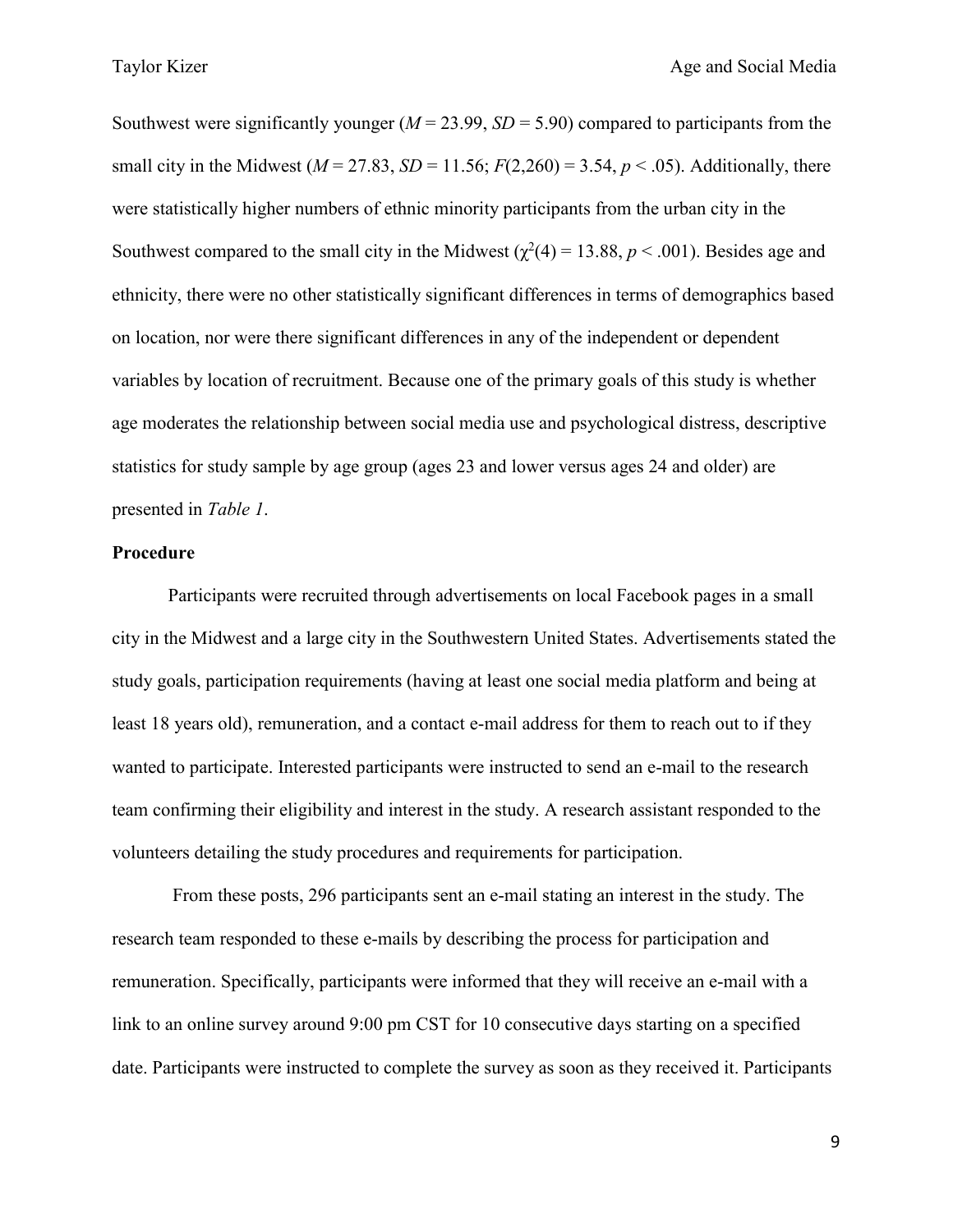Southwest were significantly younger ($M = 23.99$, $SD = 5.90$) compared to participants from the small city in the Midwest ($M = 27.83$, $SD = 11.56$; $F(2,260) = 3.54$, $p < .05$). Additionally, there were statistically higher numbers of ethnic minority participants from the urban city in the Southwest compared to the small city in the Midwest ($\chi^2(4) = 13.88$, $p < .001$). Besides age and ethnicity, there were no other statistically significant differences in terms of demographics based on location, nor were there significant differences in any of the independent or dependent variables by location of recruitment. Because one of the primary goals of this study is whether age moderates the relationship between social media use and psychological distress, descriptive statistics for study sample by age group (ages 23 and lower versus ages 24 and older) are presented in *Table 1*.

**Procedure**

Participants were recruited through advertisements on local Facebook pages in a small city in the Midwest and a large city in the Southwestern United States. Advertisements stated the study goals, participation requirements (having at least one social media platform and being at least 18 years old), remuneration, and a contact e-mail address for them to reach out to if they wanted to participate. Interested participants were instructed to send an e-mail to the research team confirming their eligibility and interest in the study. A research assistant responded to the volunteers detailing the study procedures and requirements for participation.

From these posts, 296 participants sent an e-mail stating an interest in the study. The research team responded to these e-mails by describing the process for participation and remuneration. Specifically, participants were informed that they will receive an e-mail with a link to an online survey around 9:00 pm CST for 10 consecutive days starting on a specified date. Participants were instructed to complete the survey as soon as they received it. Participants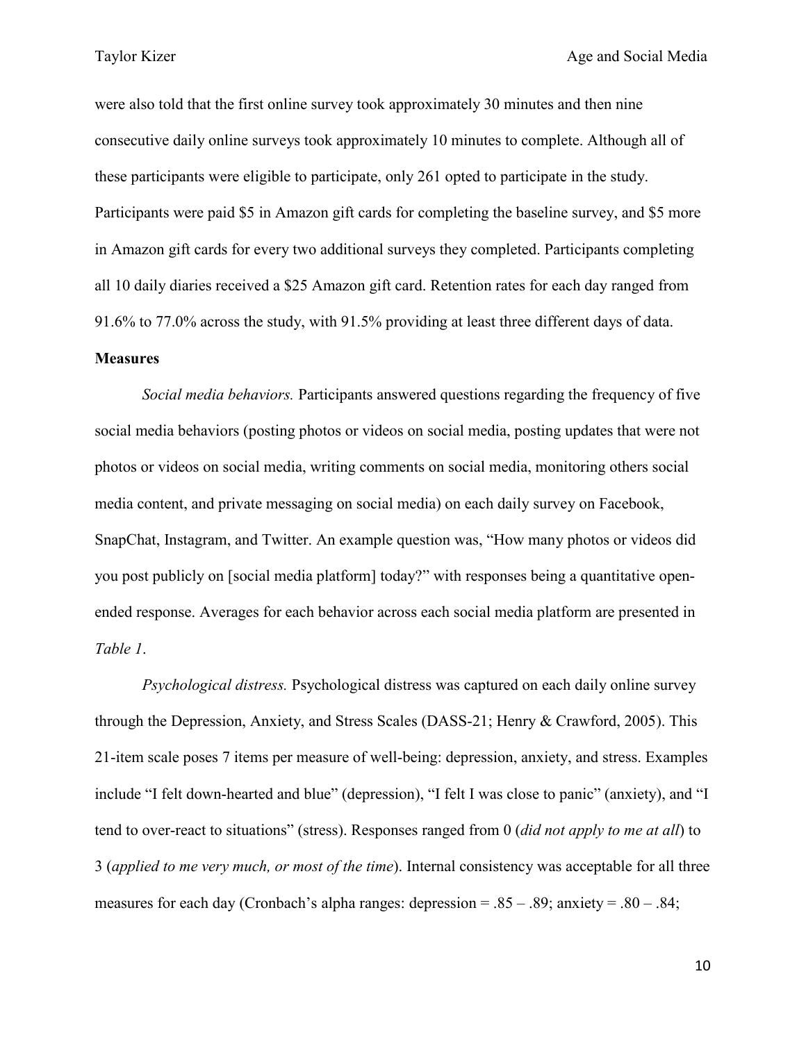were also told that the first online survey took approximately 30 minutes and then nine consecutive daily online surveys took approximately 10 minutes to complete. Although all of these participants were eligible to participate, only 261 opted to participate in the study. Participants were paid $5 in Amazon gift cards for completing the baseline survey, and $5 more in Amazon gift cards for every two additional surveys they completed. Participants completing all 10 daily diaries received a $25 Amazon gift card. Retention rates for each day ranged from 91.6% to 77.0% across the study, with 91.5% providing at least three different days of data.

**Measures**

*Social media behaviors.* Participants answered questions regarding the frequency of five social media behaviors (posting photos or videos on social media, posting updates that were not photos or videos on social media, writing comments on social media, monitoring others social media content, and private messaging on social media) on each daily survey on Facebook, SnapChat, Instagram, and Twitter. An example question was, "How many photos or videos did you post publicly on [social media platform] today?" with responses being a quantitative open-ended response. Averages for each behavior across each social media platform are presented in *Table 1*.

*Psychological distress.* Psychological distress was captured on each daily online survey through the Depression, Anxiety, and Stress Scales (DASS-21; Henry & Crawford, 2005). This 21-item scale poses 7 items per measure of well-being: depression, anxiety, and stress. Examples include "I felt down-hearted and blue" (depression), "I felt I was close to panic" (anxiety), and "I tend to over-react to situations" (stress). Responses ranged from 0 (*did not apply to me at all*) to 3 (*applied to me very much, or most of the time*). Internal consistency was acceptable for all three measures for each day (Cronbach's alpha ranges: depression = .85 – .89; anxiety = .80 – .84;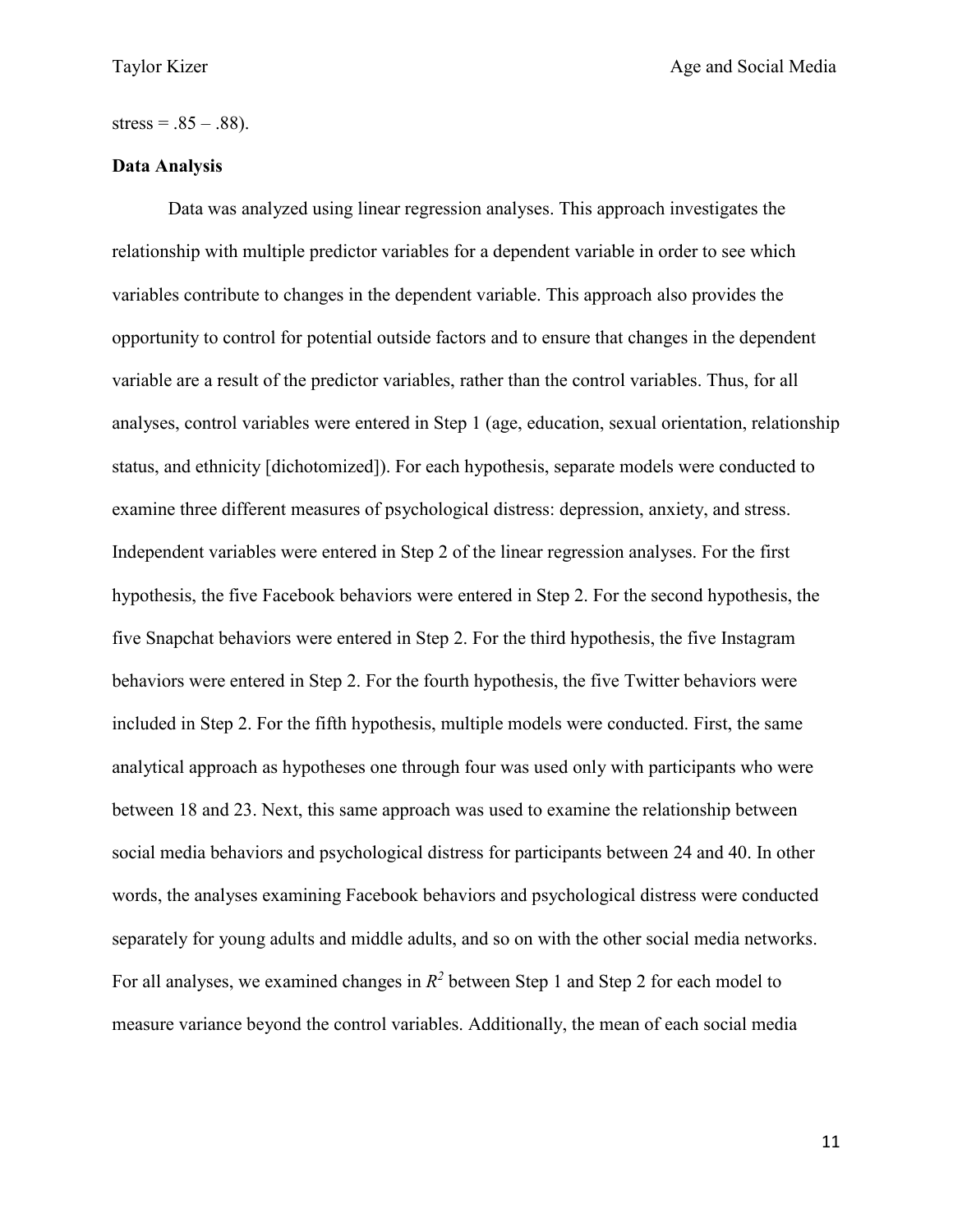stress = .85 – .88).

**Data Analysis**

Data was analyzed using linear regression analyses. This approach investigates the relationship with multiple predictor variables for a dependent variable in order to see which variables contribute to changes in the dependent variable. This approach also provides the opportunity to control for potential outside factors and to ensure that changes in the dependent variable are a result of the predictor variables, rather than the control variables. Thus, for all analyses, control variables were entered in Step 1 (age, education, sexual orientation, relationship status, and ethnicity [dichotomized]). For each hypothesis, separate models were conducted to examine three different measures of psychological distress: depression, anxiety, and stress. Independent variables were entered in Step 2 of the linear regression analyses. For the first hypothesis, the five Facebook behaviors were entered in Step 2. For the second hypothesis, the five Snapchat behaviors were entered in Step 2. For the third hypothesis, the five Instagram behaviors were entered in Step 2. For the fourth hypothesis, the five Twitter behaviors were included in Step 2. For the fifth hypothesis, multiple models were conducted. First, the same analytical approach as hypotheses one through four was used only with participants who were between 18 and 23. Next, this same approach was used to examine the relationship between social media behaviors and psychological distress for participants between 24 and 40. In other words, the analyses examining Facebook behaviors and psychological distress were conducted separately for young adults and middle adults, and so on with the other social media networks. For all analyses, we examined changes in $R^2$ between Step 1 and Step 2 for each model to measure variance beyond the control variables. Additionally, the mean of each social media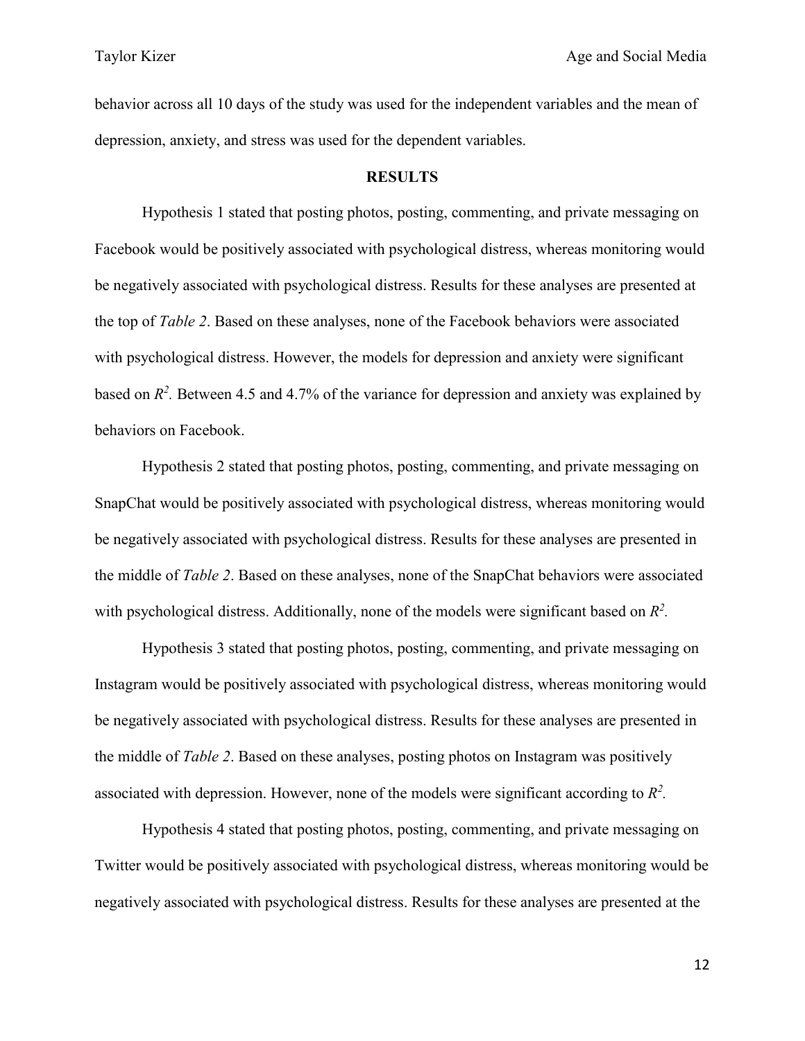behavior across all 10 days of the study was used for the independent variables and the mean of depression, anxiety, and stress was used for the dependent variables.

## RESULTS

Hypothesis 1 stated that posting photos, posting, commenting, and private messaging on Facebook would be positively associated with psychological distress, whereas monitoring would be negatively associated with psychological distress. Results for these analyses are presented at the top of *Table 2*. Based on these analyses, none of the Facebook behaviors were associated with psychological distress. However, the models for depression and anxiety were significant based on $R^2$. Between 4.5 and 4.7% of the variance for depression and anxiety was explained by behaviors on Facebook.

Hypothesis 2 stated that posting photos, posting, commenting, and private messaging on SnapChat would be positively associated with psychological distress, whereas monitoring would be negatively associated with psychological distress. Results for these analyses are presented in the middle of *Table 2*. Based on these analyses, none of the SnapChat behaviors were associated with psychological distress. Additionally, none of the models were significant based on $R^2$.

Hypothesis 3 stated that posting photos, posting, commenting, and private messaging on Instagram would be positively associated with psychological distress, whereas monitoring would be negatively associated with psychological distress. Results for these analyses are presented in the middle of *Table 2*. Based on these analyses, posting photos on Instagram was positively associated with depression. However, none of the models were significant according to $R^2$.

Hypothesis 4 stated that posting photos, posting, commenting, and private messaging on Twitter would be positively associated with psychological distress, whereas monitoring would be negatively associated with psychological distress. Results for these analyses are presented at the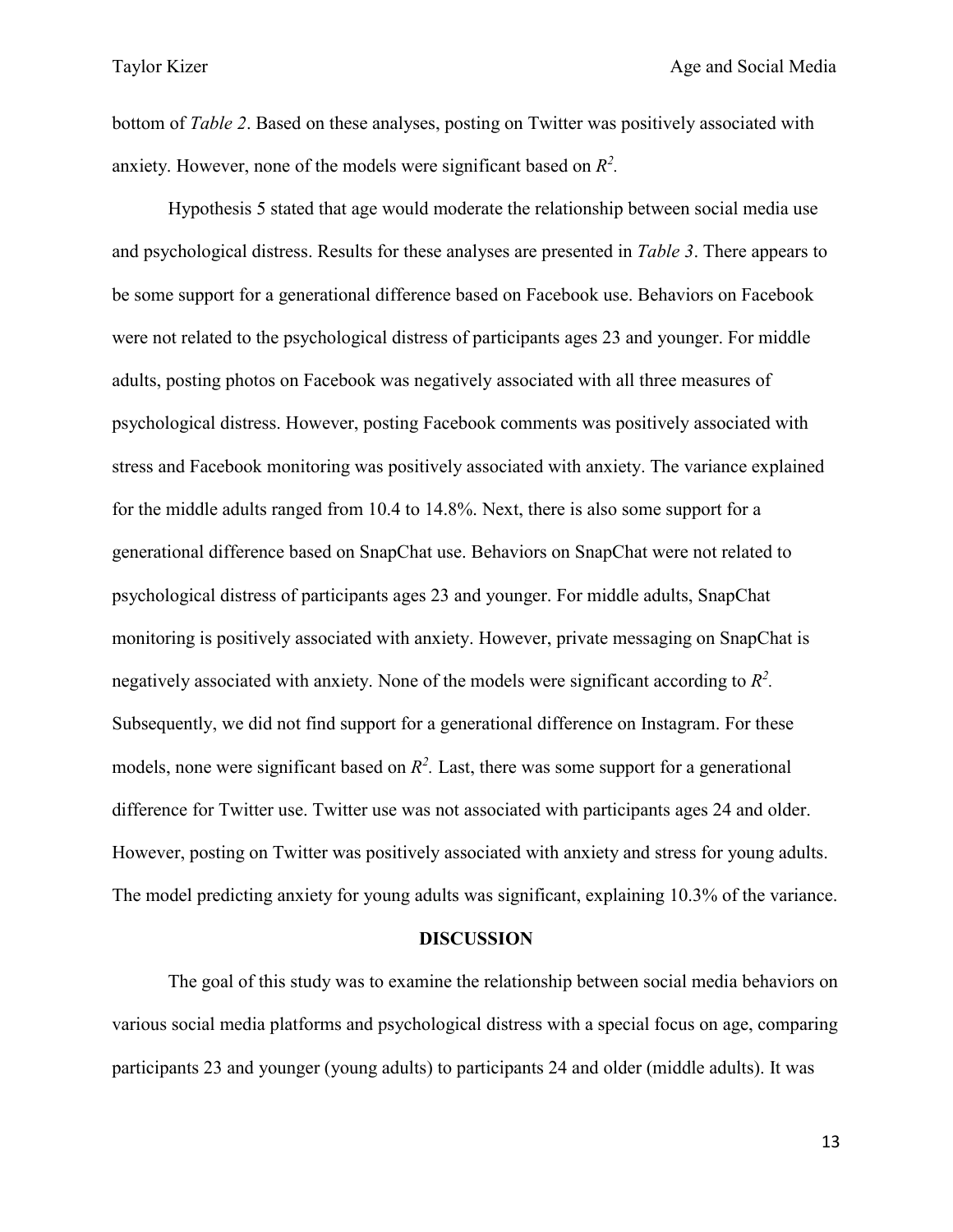bottom of *Table 2*. Based on these analyses, posting on Twitter was positively associated with anxiety. However, none of the models were significant based on $R^2$.

Hypothesis 5 stated that age would moderate the relationship between social media use and psychological distress. Results for these analyses are presented in *Table 3*. There appears to be some support for a generational difference based on Facebook use. Behaviors on Facebook were not related to the psychological distress of participants ages 23 and younger. For middle adults, posting photos on Facebook was negatively associated with all three measures of psychological distress. However, posting Facebook comments was positively associated with stress and Facebook monitoring was positively associated with anxiety. The variance explained for the middle adults ranged from 10.4 to 14.8%. Next, there is also some support for a generational difference based on SnapChat use. Behaviors on SnapChat were not related to psychological distress of participants ages 23 and younger. For middle adults, SnapChat monitoring is positively associated with anxiety. However, private messaging on SnapChat is negatively associated with anxiety. None of the models were significant according to $R^2$. Subsequently, we did not find support for a generational difference on Instagram. For these models, none were significant based on $R^2$. Last, there was some support for a generational difference for Twitter use. Twitter use was not associated with participants ages 24 and older. However, posting on Twitter was positively associated with anxiety and stress for young adults. The model predicting anxiety for young adults was significant, explaining 10.3% of the variance.

## DISCUSSION

The goal of this study was to examine the relationship between social media behaviors on various social media platforms and psychological distress with a special focus on age, comparing participants 23 and younger (young adults) to participants 24 and older (middle adults). It was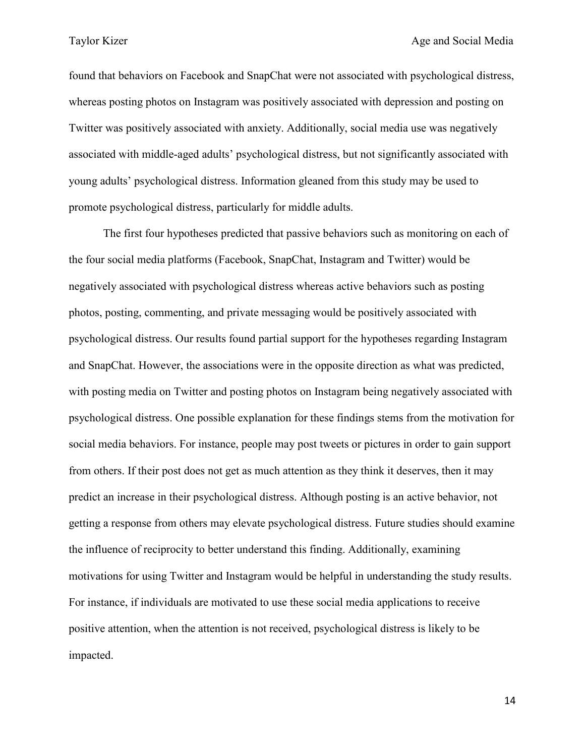found that behaviors on Facebook and SnapChat were not associated with psychological distress, whereas posting photos on Instagram was positively associated with depression and posting on Twitter was positively associated with anxiety. Additionally, social media use was negatively associated with middle-aged adults' psychological distress, but not significantly associated with young adults' psychological distress. Information gleaned from this study may be used to promote psychological distress, particularly for middle adults.

The first four hypotheses predicted that passive behaviors such as monitoring on each of the four social media platforms (Facebook, SnapChat, Instagram and Twitter) would be negatively associated with psychological distress whereas active behaviors such as posting photos, posting, commenting, and private messaging would be positively associated with psychological distress. Our results found partial support for the hypotheses regarding Instagram and SnapChat. However, the associations were in the opposite direction as what was predicted, with posting media on Twitter and posting photos on Instagram being negatively associated with psychological distress. One possible explanation for these findings stems from the motivation for social media behaviors. For instance, people may post tweets or pictures in order to gain support from others. If their post does not get as much attention as they think it deserves, then it may predict an increase in their psychological distress. Although posting is an active behavior, not getting a response from others may elevate psychological distress. Future studies should examine the influence of reciprocity to better understand this finding. Additionally, examining motivations for using Twitter and Instagram would be helpful in understanding the study results. For instance, if individuals are motivated to use these social media applications to receive positive attention, when the attention is not received, psychological distress is likely to be impacted.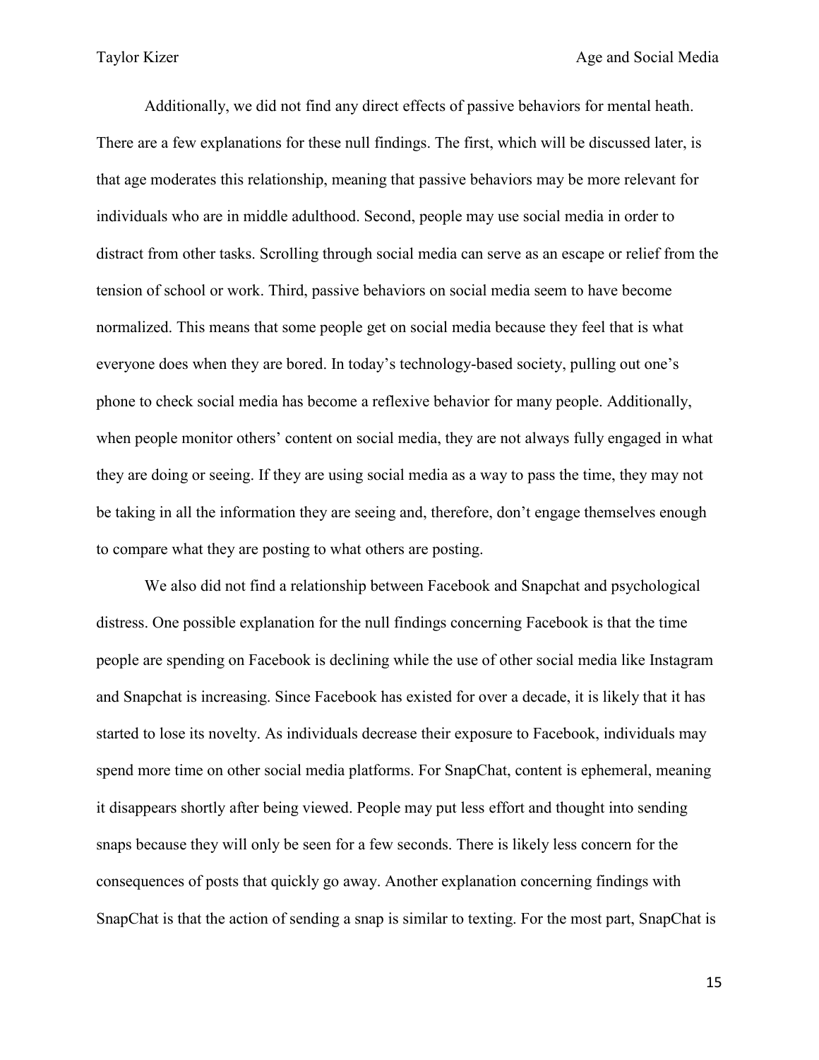Additionally, we did not find any direct effects of passive behaviors for mental heath. There are a few explanations for these null findings. The first, which will be discussed later, is that age moderates this relationship, meaning that passive behaviors may be more relevant for individuals who are in middle adulthood. Second, people may use social media in order to distract from other tasks. Scrolling through social media can serve as an escape or relief from the tension of school or work. Third, passive behaviors on social media seem to have become normalized. This means that some people get on social media because they feel that is what everyone does when they are bored. In today's technology-based society, pulling out one's phone to check social media has become a reflexive behavior for many people. Additionally, when people monitor others' content on social media, they are not always fully engaged in what they are doing or seeing. If they are using social media as a way to pass the time, they may not be taking in all the information they are seeing and, therefore, don't engage themselves enough to compare what they are posting to what others are posting.

We also did not find a relationship between Facebook and Snapchat and psychological distress. One possible explanation for the null findings concerning Facebook is that the time people are spending on Facebook is declining while the use of other social media like Instagram and Snapchat is increasing. Since Facebook has existed for over a decade, it is likely that it has started to lose its novelty. As individuals decrease their exposure to Facebook, individuals may spend more time on other social media platforms. For SnapChat, content is ephemeral, meaning it disappears shortly after being viewed. People may put less effort and thought into sending snaps because they will only be seen for a few seconds. There is likely less concern for the consequences of posts that quickly go away. Another explanation concerning findings with SnapChat is that the action of sending a snap is similar to texting. For the most part, SnapChat is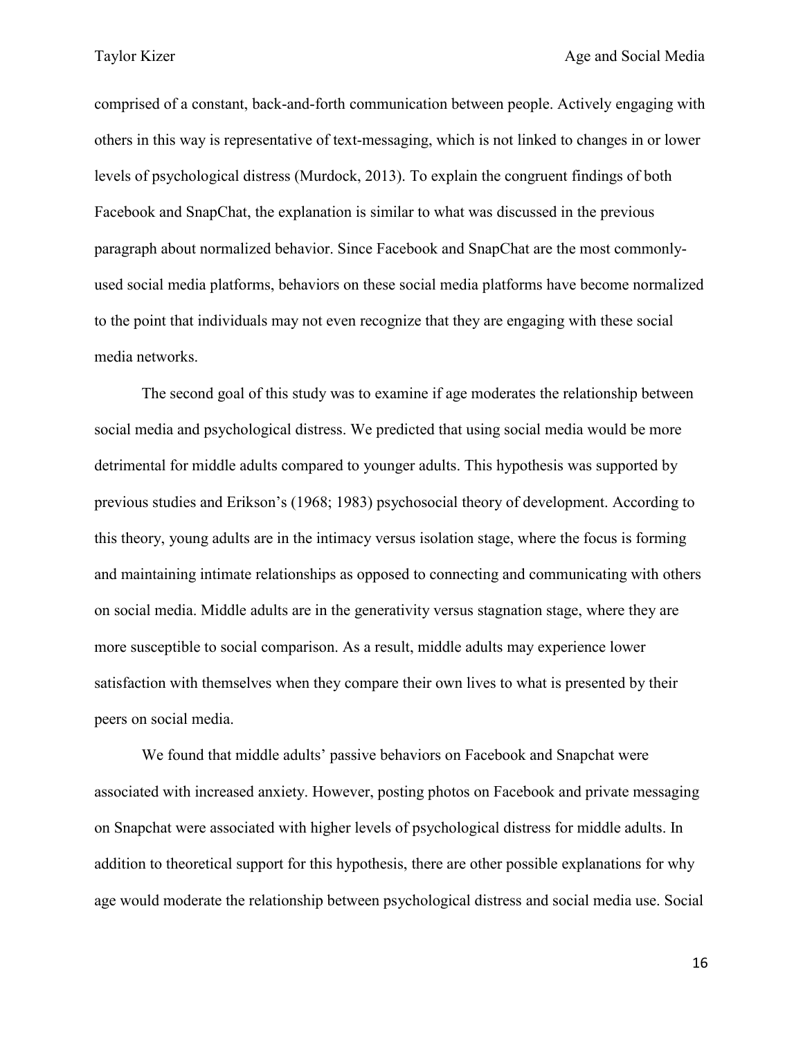comprised of a constant, back-and-forth communication between people. Actively engaging with others in this way is representative of text-messaging, which is not linked to changes in or lower levels of psychological distress (Murdock, 2013). To explain the congruent findings of both Facebook and SnapChat, the explanation is similar to what was discussed in the previous paragraph about normalized behavior. Since Facebook and SnapChat are the most commonly-used social media platforms, behaviors on these social media platforms have become normalized to the point that individuals may not even recognize that they are engaging with these social media networks.

The second goal of this study was to examine if age moderates the relationship between social media and psychological distress. We predicted that using social media would be more detrimental for middle adults compared to younger adults. This hypothesis was supported by previous studies and Erikson's (1968; 1983) psychosocial theory of development. According to this theory, young adults are in the intimacy versus isolation stage, where the focus is forming and maintaining intimate relationships as opposed to connecting and communicating with others on social media. Middle adults are in the generativity versus stagnation stage, where they are more susceptible to social comparison. As a result, middle adults may experience lower satisfaction with themselves when they compare their own lives to what is presented by their peers on social media.

We found that middle adults' passive behaviors on Facebook and Snapchat were associated with increased anxiety. However, posting photos on Facebook and private messaging on Snapchat were associated with higher levels of psychological distress for middle adults. In addition to theoretical support for this hypothesis, there are other possible explanations for why age would moderate the relationship between psychological distress and social media use. Social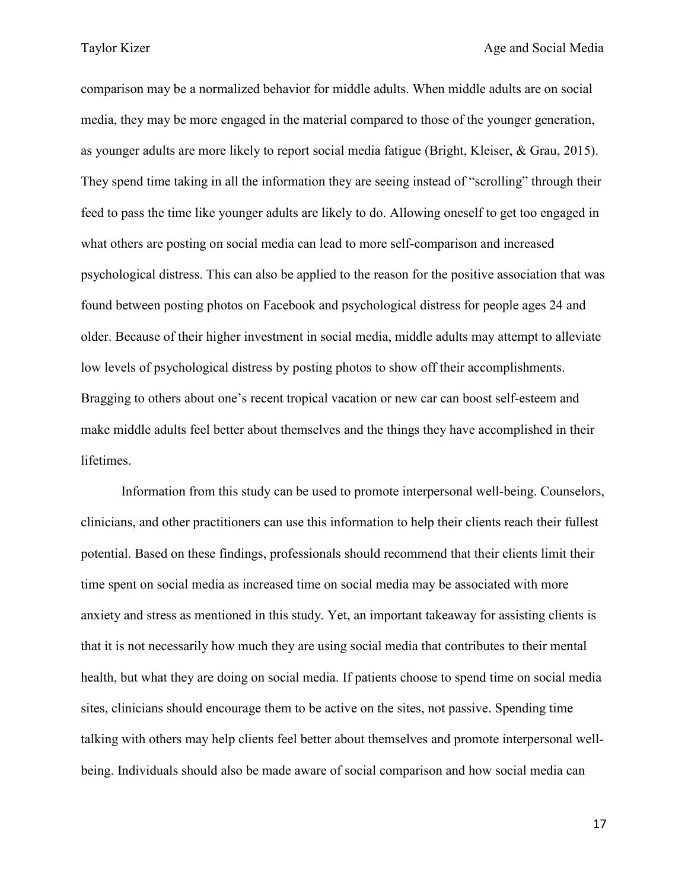comparison may be a normalized behavior for middle adults. When middle adults are on social media, they may be more engaged in the material compared to those of the younger generation, as younger adults are more likely to report social media fatigue (Bright, Kleiser, & Grau, 2015). They spend time taking in all the information they are seeing instead of "scrolling" through their feed to pass the time like younger adults are likely to do. Allowing oneself to get too engaged in what others are posting on social media can lead to more self-comparison and increased psychological distress. This can also be applied to the reason for the positive association that was found between posting photos on Facebook and psychological distress for people ages 24 and older. Because of their higher investment in social media, middle adults may attempt to alleviate low levels of psychological distress by posting photos to show off their accomplishments. Bragging to others about one's recent tropical vacation or new car can boost self-esteem and make middle adults feel better about themselves and the things they have accomplished in their lifetimes.

Information from this study can be used to promote interpersonal well-being. Counselors, clinicians, and other practitioners can use this information to help their clients reach their fullest potential. Based on these findings, professionals should recommend that their clients limit their time spent on social media as increased time on social media may be associated with more anxiety and stress as mentioned in this study. Yet, an important takeaway for assisting clients is that it is not necessarily how much they are using social media that contributes to their mental health, but what they are doing on social media. If patients choose to spend time on social media sites, clinicians should encourage them to be active on the sites, not passive. Spending time talking with others may help clients feel better about themselves and promote interpersonal well-being. Individuals should also be made aware of social comparison and how social media can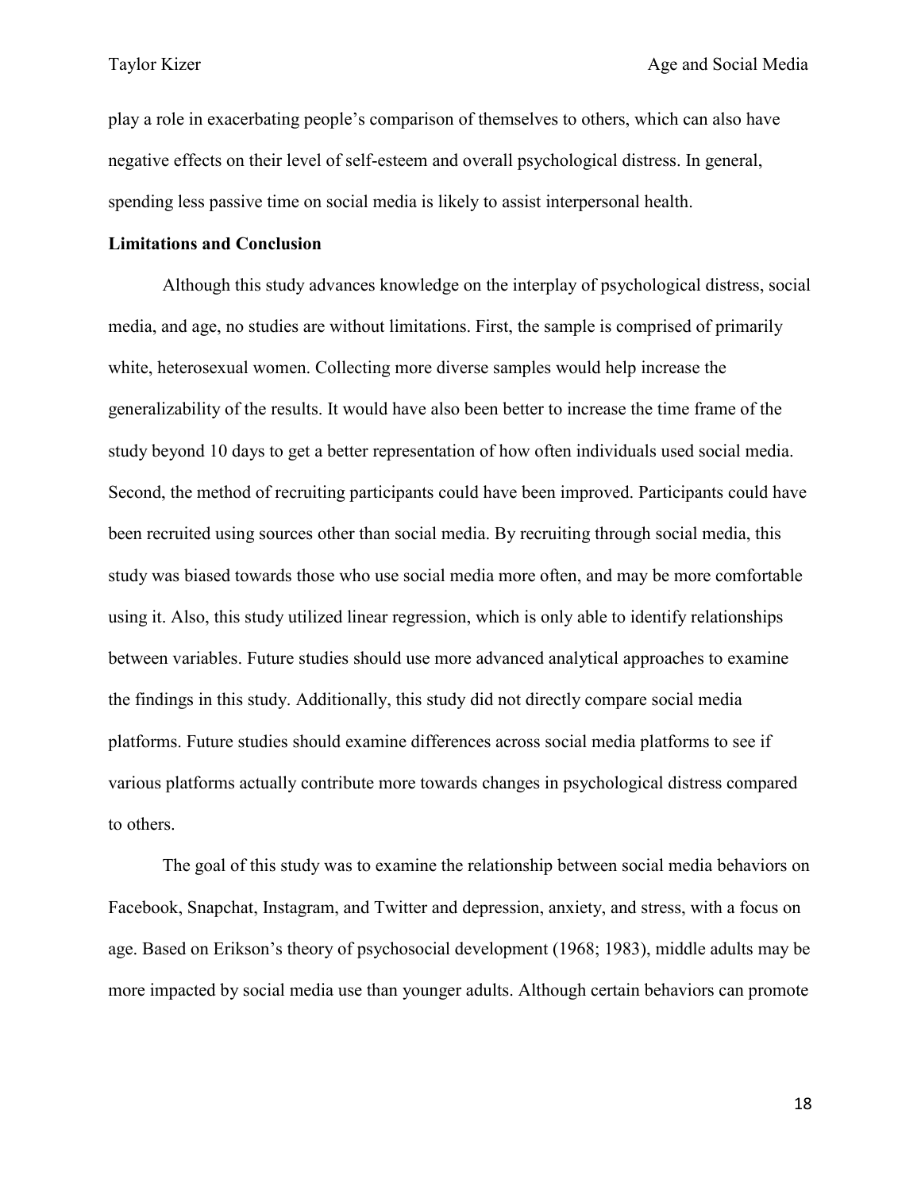play a role in exacerbating people's comparison of themselves to others, which can also have negative effects on their level of self-esteem and overall psychological distress. In general, spending less passive time on social media is likely to assist interpersonal health.

## Limitations and Conclusion

Although this study advances knowledge on the interplay of psychological distress, social media, and age, no studies are without limitations. First, the sample is comprised of primarily white, heterosexual women. Collecting more diverse samples would help increase the generalizability of the results. It would have also been better to increase the time frame of the study beyond 10 days to get a better representation of how often individuals used social media. Second, the method of recruiting participants could have been improved. Participants could have been recruited using sources other than social media. By recruiting through social media, this study was biased towards those who use social media more often, and may be more comfortable using it. Also, this study utilized linear regression, which is only able to identify relationships between variables. Future studies should use more advanced analytical approaches to examine the findings in this study. Additionally, this study did not directly compare social media platforms. Future studies should examine differences across social media platforms to see if various platforms actually contribute more towards changes in psychological distress compared to others.

The goal of this study was to examine the relationship between social media behaviors on Facebook, Snapchat, Instagram, and Twitter and depression, anxiety, and stress, with a focus on age. Based on Erikson's theory of psychosocial development (1968; 1983), middle adults may be more impacted by social media use than younger adults. Although certain behaviors can promote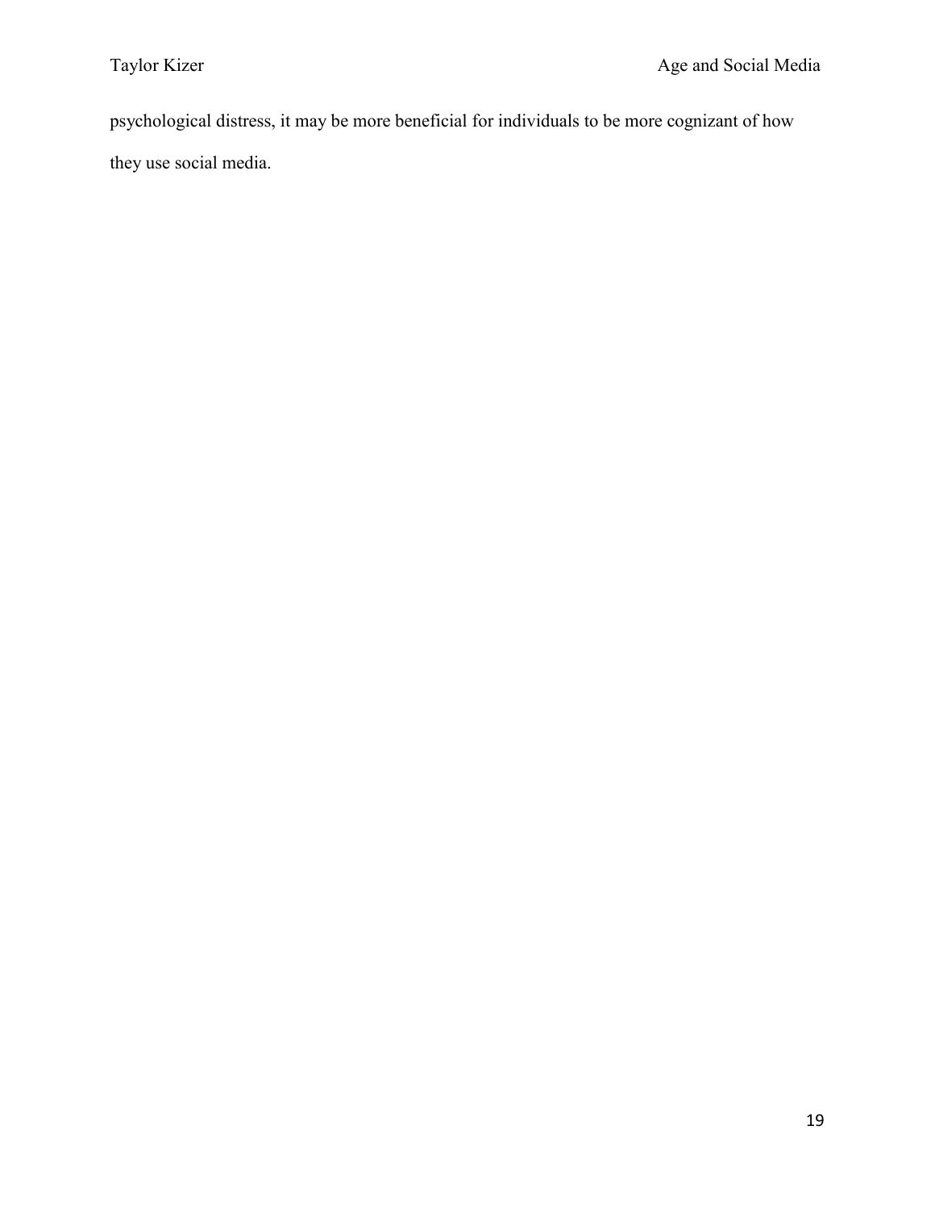psychological distress, it may be more beneficial for individuals to be more cognizant of how they use social media.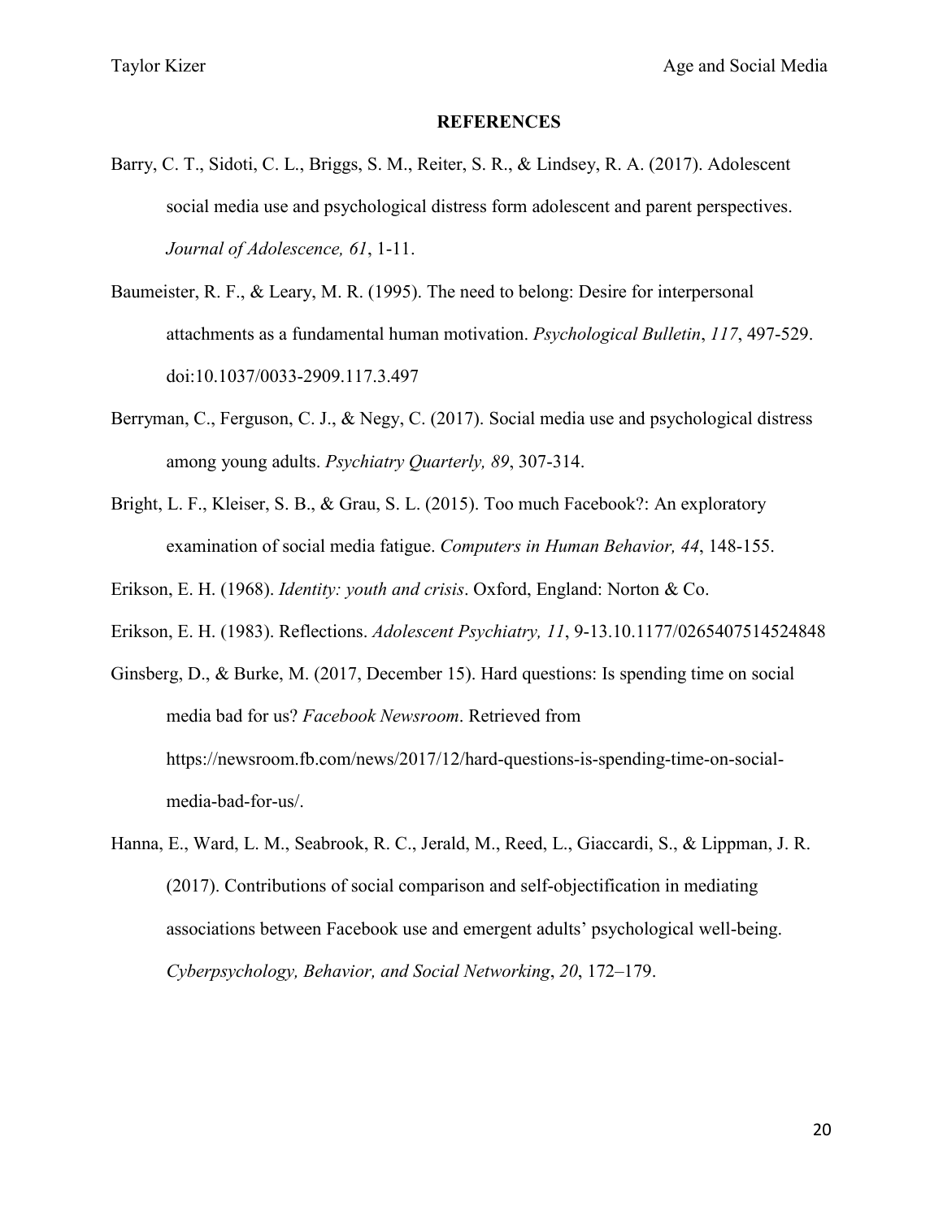## REFERENCES

Barry, C. T., Sidoti, C. L., Briggs, S. M., Reiter, S. R., & Lindsey, R. A. (2017). Adolescent social media use and psychological distress form adolescent and parent perspectives. *Journal of Adolescence, 61*, 1-11.

Baumeister, R. F., & Leary, M. R. (1995). The need to belong: Desire for interpersonal attachments as a fundamental human motivation. *Psychological Bulletin*, *117*, 497-529. doi:10.1037/0033-2909.117.3.497

Berryman, C., Ferguson, C. J., & Negy, C. (2017). Social media use and psychological distress among young adults. *Psychiatry Quarterly, 89*, 307-314.

Bright, L. F., Kleiser, S. B., & Grau, S. L. (2015). Too much Facebook?: An exploratory examination of social media fatigue. *Computers in Human Behavior, 44*, 148-155.

Erikson, E. H. (1968). *Identity: youth and crisis*. Oxford, England: Norton & Co.

Erikson, E. H. (1983). Reflections. *Adolescent Psychiatry, 11*, 9-13.10.1177/0265407514524848

Ginsberg, D., & Burke, M. (2017, December 15). Hard questions: Is spending time on social media bad for us? *Facebook Newsroom*. Retrieved from https://newsroom.fb.com/news/2017/12/hard-questions-is-spending-time-on-social-media-bad-for-us/.

Hanna, E., Ward, L. M., Seabrook, R. C., Jerald, M., Reed, L., Giaccardi, S., & Lippman, J. R. (2017). Contributions of social comparison and self-objectification in mediating associations between Facebook use and emergent adults' psychological well-being. *Cyberpsychology, Behavior, and Social Networking*, *20*, 172–179.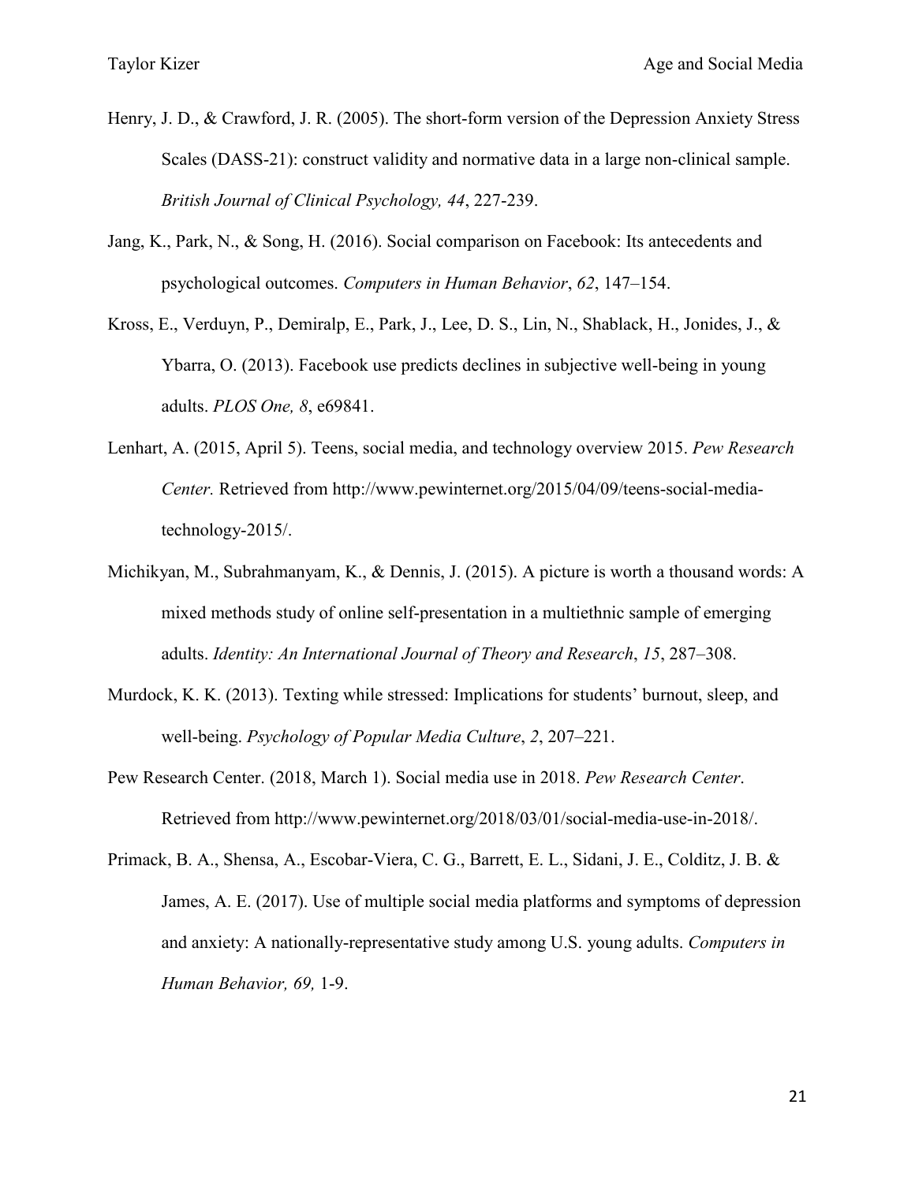Henry, J. D., & Crawford, J. R. (2005). The short-form version of the Depression Anxiety Stress Scales (DASS-21): construct validity and normative data in a large non-clinical sample. *British Journal of Clinical Psychology, 44*, 227-239.

Jang, K., Park, N., & Song, H. (2016). Social comparison on Facebook: Its antecedents and psychological outcomes. *Computers in Human Behavior*, *62*, 147–154.

Kross, E., Verduyn, P., Demiralp, E., Park, J., Lee, D. S., Lin, N., Shablack, H., Jonides, J., & Ybarra, O. (2013). Facebook use predicts declines in subjective well-being in young adults. *PLOS One, 8*, e69841.

Lenhart, A. (2015, April 5). Teens, social media, and technology overview 2015. *Pew Research Center.* Retrieved from http://www.pewinternet.org/2015/04/09/teens-social-media-technology-2015/.

Michikyan, M., Subrahmanyam, K., & Dennis, J. (2015). A picture is worth a thousand words: A mixed methods study of online self-presentation in a multiethnic sample of emerging adults. *Identity: An International Journal of Theory and Research*, *15*, 287–308.

Murdock, K. K. (2013). Texting while stressed: Implications for students' burnout, sleep, and well-being. *Psychology of Popular Media Culture*, *2*, 207–221.

Pew Research Center. (2018, March 1). Social media use in 2018. *Pew Research Center*. Retrieved from http://www.pewinternet.org/2018/03/01/social-media-use-in-2018/.

Primack, B. A., Shensa, A., Escobar-Viera, C. G., Barrett, E. L., Sidani, J. E., Colditz, J. B. & James, A. E. (2017). Use of multiple social media platforms and symptoms of depression and anxiety: A nationally-representative study among U.S. young adults. *Computers in Human Behavior, 69,* 1-9.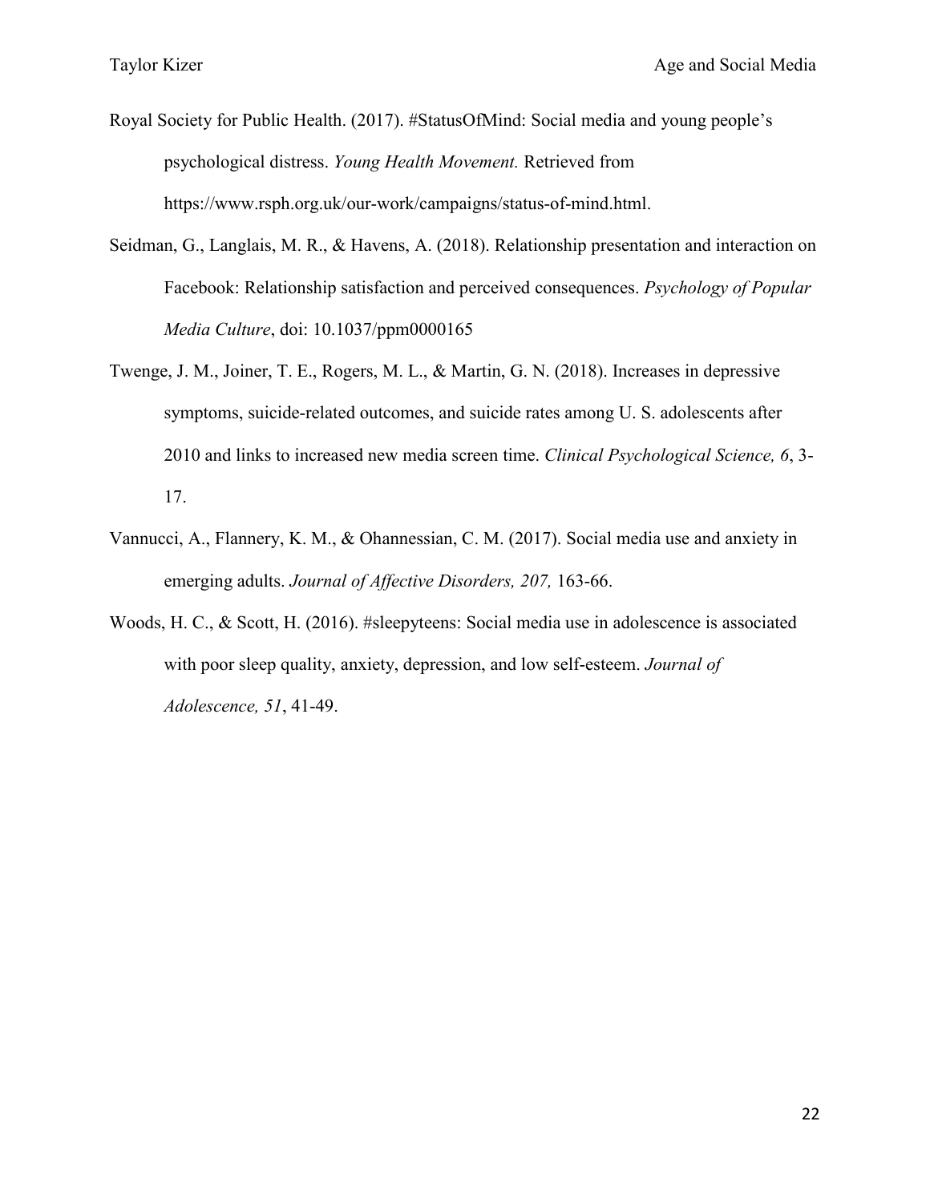Royal Society for Public Health. (2017). #StatusOfMind: Social media and young people's psychological distress. *Young Health Movement.* Retrieved from https://www.rsph.org.uk/our-work/campaigns/status-of-mind.html.

Seidman, G., Langlais, M. R., & Havens, A. (2018). Relationship presentation and interaction on Facebook: Relationship satisfaction and perceived consequences. *Psychology of Popular Media Culture*, doi: 10.1037/ppm0000165

Twenge, J. M., Joiner, T. E., Rogers, M. L., & Martin, G. N. (2018). Increases in depressive symptoms, suicide-related outcomes, and suicide rates among U. S. adolescents after 2010 and links to increased new media screen time. *Clinical Psychological Science, 6*, 3-17.

Vannucci, A., Flannery, K. M., & Ohannessian, C. M. (2017). Social media use and anxiety in emerging adults. *Journal of Affective Disorders, 207,* 163-66.

Woods, H. C., & Scott, H. (2016). #sleepyteens: Social media use in adolescence is associated with poor sleep quality, anxiety, depression, and low self-esteem. *Journal of Adolescence, 51*, 41-49.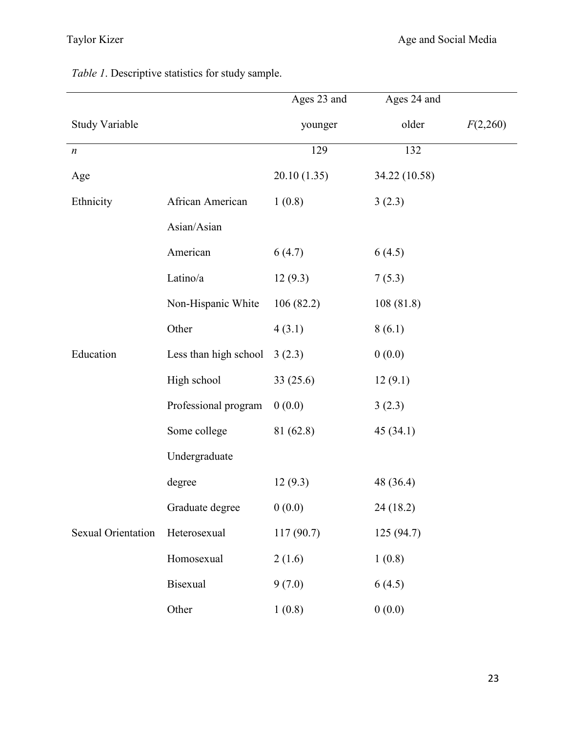*Table 1*. Descriptive statistics for study sample.

| Study Variable | | Ages 23 and younger | Ages 24 and older | $F(2,260)$ |
|---|---|---|---|---|
| $n$ | | 129 | 132 | |
| Age | | 20.10 (1.35) | 34.22 (10.58) | |
| Ethnicity | African American | 1 (0.8) | 3 (2.3) | |
| | Asian/Asian American | 6 (4.7) | 6 (4.5) | |
| | Latino/a | 12 (9.3) | 7 (5.3) | |
| | Non-Hispanic White | 106 (82.2) | 108 (81.8) | |
| | Other | 4 (3.1) | 8 (6.1) | |
| Education | Less than high school | 3 (2.3) | 0 (0.0) | |
| | High school | 33 (25.6) | 12 (9.1) | |
| | Professional program | 0 (0.0) | 3 (2.3) | |
| | Some college | 81 (62.8) | 45 (34.1) | |
| | Undergraduate degree | 12 (9.3) | 48 (36.4) | |
| | Graduate degree | 0 (0.0) | 24 (18.2) | |
| Sexual Orientation | Heterosexual | 117 (90.7) | 125 (94.7) | |
| | Homosexual | 2 (1.6) | 1 (0.8) | |
| | Bisexual | 9 (7.0) | 6 (4.5) | |
| | Other | 1 (0.8) | 0 (0.0) | |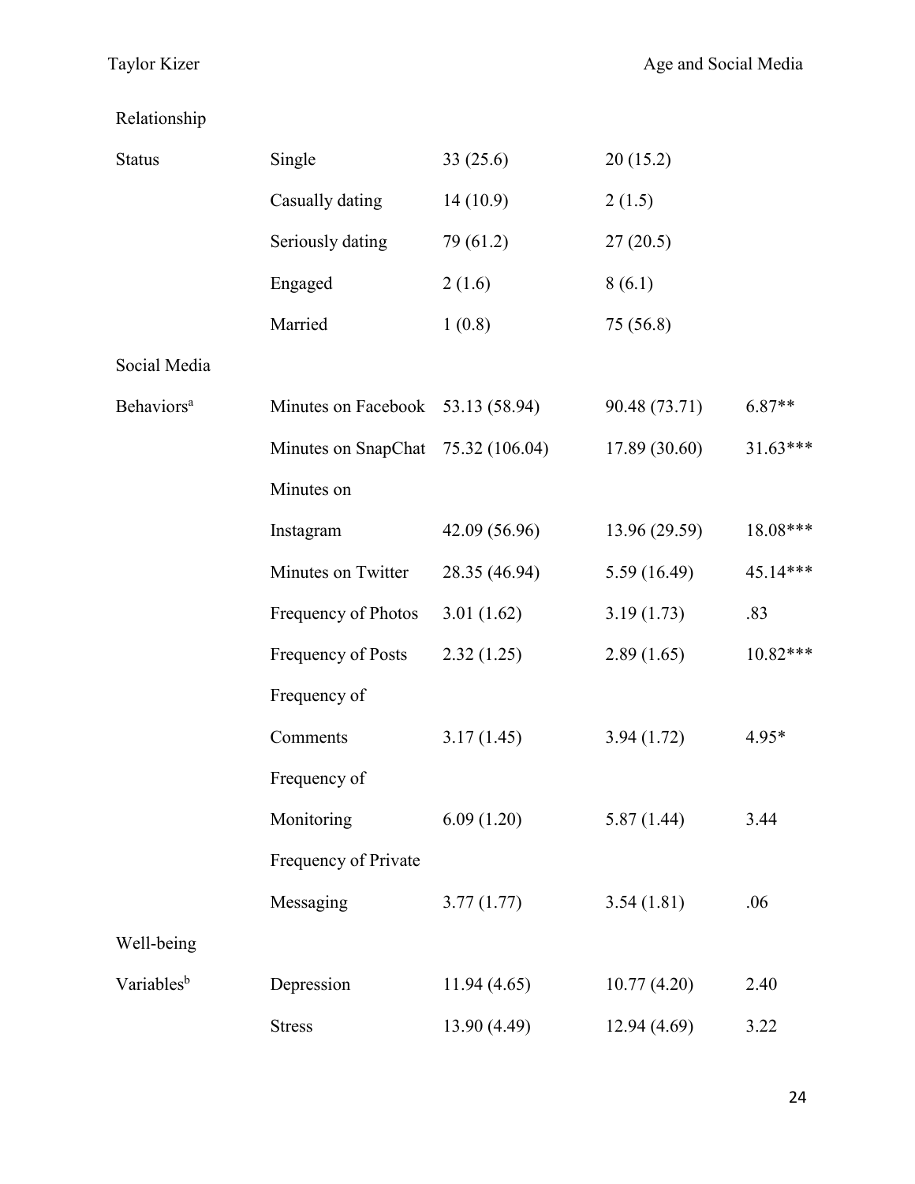| | | | | |
|---|---|---|---|---|
| Relationship Status | Single | 33 (25.6) | 20 (15.2) | |
| | Casually dating | 14 (10.9) | 2 (1.5) | |
| | Seriously dating | 79 (61.2) | 27 (20.5) | |
| | Engaged | 2 (1.6) | 8 (6.1) | |
| | Married | 1 (0.8) | 75 (56.8) | |
| Social Media Behaviors[a] | Minutes on Facebook | 53.13 (58.94) | 90.48 (73.71) | 6.87** |
| | Minutes on SnapChat | 75.32 (106.04) | 17.89 (30.60) | 31.63*** |
| | Minutes on Instagram | 42.09 (56.96) | 13.96 (29.59) | 18.08*** |
| | Minutes on Twitter | 28.35 (46.94) | 5.59 (16.49) | 45.14*** |
| | Frequency of Photos | 3.01 (1.62) | 3.19 (1.73) | .83 |
| | Frequency of Posts | 2.32 (1.25) | 2.89 (1.65) | 10.82*** |
| | Frequency of Comments | 3.17 (1.45) | 3.94 (1.72) | 4.95* |
| | Frequency of Monitoring | 6.09 (1.20) | 5.87 (1.44) | 3.44 |
| | Frequency of Private Messaging | 3.77 (1.77) | 3.54 (1.81) | .06 |
| Well-being Variables[b] | Depression | 11.94 (4.65) | 10.77 (4.20) | 2.40 |
| | Stress | 13.90 (4.49) | 12.94 (4.69) | 3.22 |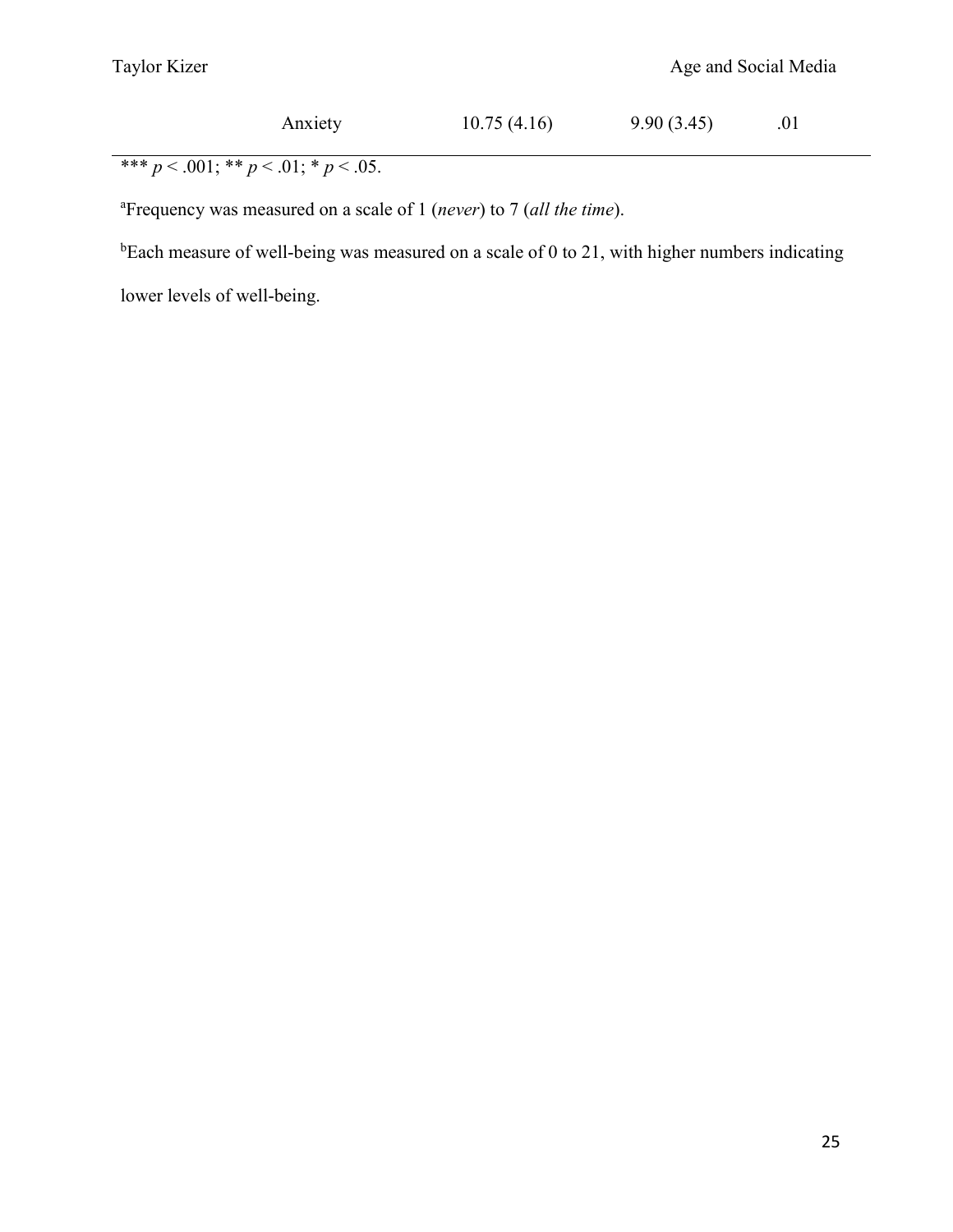| | | | |
|---|---|---|---|
| Anxiety | 10.75 (4.16) | 9.90 (3.45) | .01 |

*** $p < .001$; ** $p < .01$; * $p < .05$.

[a]Frequency was measured on a scale of 1 (*never*) to 7 (*all the time*).

[b]Each measure of well-being was measured on a scale of 0 to 21, with higher numbers indicating lower levels of well-being.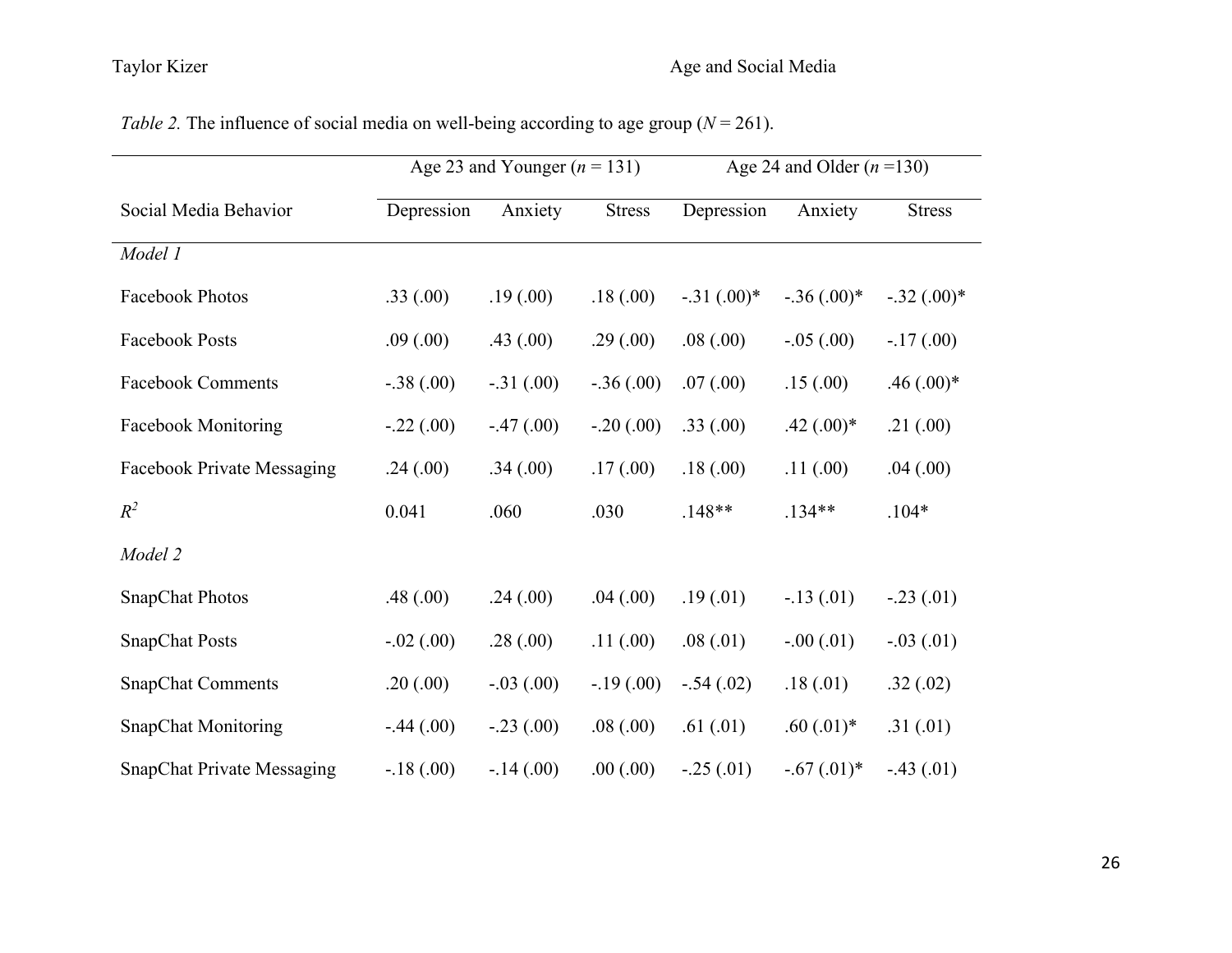*Table 2.* The influence of social media on well-being according to age group ($N$ = 261).

| | Age 23 and Younger ($n$ = 131) | | | Age 24 and Older ($n$ =130) | | |
|---|---|---|---|---|---|---|
| Social Media Behavior | Depression | Anxiety | Stress | Depression | Anxiety | Stress |
| *Model 1* | | | | | | |
| Facebook Photos | .33 (.00) | .19 (.00) | .18 (.00) | -.31 (.00)* | -.36 (.00)* | -.32 (.00)* |
| Facebook Posts | .09 (.00) | .43 (.00) | .29 (.00) | .08 (.00) | -.05 (.00) | -.17 (.00) |
| Facebook Comments | -.38 (.00) | -.31 (.00) | -.36 (.00) | .07 (.00) | .15 (.00) | .46 (.00)* |
| Facebook Monitoring | -.22 (.00) | -.47 (.00) | -.20 (.00) | .33 (.00) | .42 (.00)* | .21 (.00) |
| Facebook Private Messaging | .24 (.00) | .34 (.00) | .17 (.00) | .18 (.00) | .11 (.00) | .04 (.00) |
| $R^2$ | 0.041 | .060 | .030 | .148** | .134** | .104* |
| *Model 2* | | | | | | |
| SnapChat Photos | .48 (.00) | .24 (.00) | .04 (.00) | .19 (.01) | -.13 (.01) | -.23 (.01) |
| SnapChat Posts | -.02 (.00) | .28 (.00) | .11 (.00) | .08 (.01) | -.00 (.01) | -.03 (.01) |
| SnapChat Comments | .20 (.00) | -.03 (.00) | -.19 (.00) | -.54 (.02) | .18 (.01) | .32 (.02) |
| SnapChat Monitoring | -.44 (.00) | -.23 (.00) | .08 (.00) | .61 (.01) | .60 (.01)* | .31 (.01) |
| SnapChat Private Messaging | -.18 (.00) | -.14 (.00) | .00 (.00) | -.25 (.01) | -.67 (.01)* | -.43 (.01) |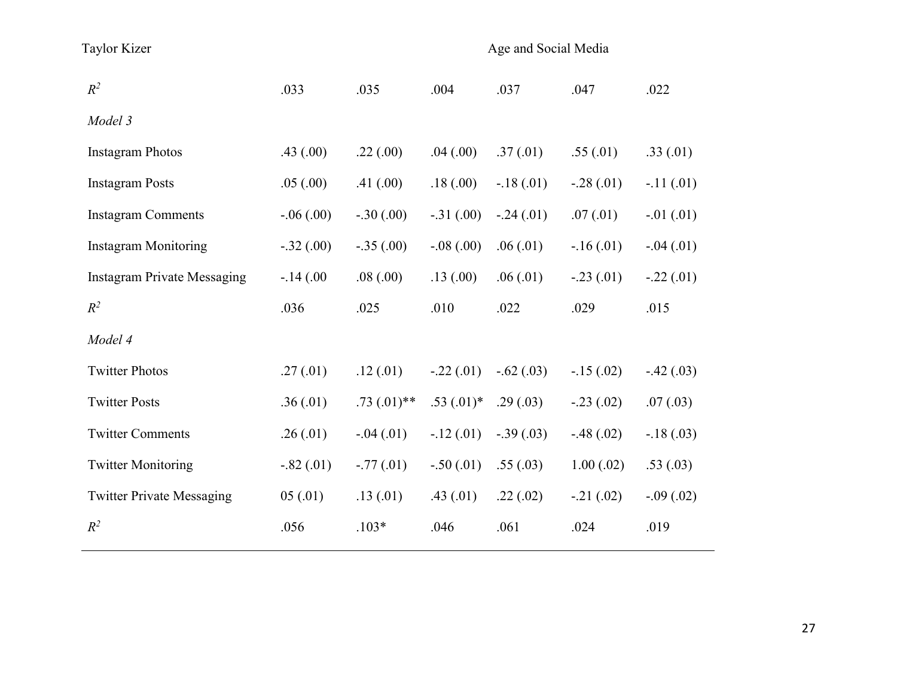| | | | | | | |
|---|---|---|---|---|---|---|
| $R^2$ | .033 | .035 | .004 | .037 | .047 | .022 |
| *Model 3* | | | | | | |
| Instagram Photos | .43 (.00) | .22 (.00) | .04 (.00) | .37 (.01) | .55 (.01) | .33 (.01) |
| Instagram Posts | .05 (.00) | .41 (.00) | .18 (.00) | -.18 (.01) | -.28 (.01) | -.11 (.01) |
| Instagram Comments | -.06 (.00) | -.30 (.00) | -.31 (.00) | -.24 (.01) | .07 (.01) | -.01 (.01) |
| Instagram Monitoring | -.32 (.00) | -.35 (.00) | -.08 (.00) | .06 (.01) | -.16 (.01) | -.04 (.01) |
| Instagram Private Messaging | -.14 (.00 | .08 (.00) | .13 (.00) | .06 (.01) | -.23 (.01) | -.22 (.01) |
| $R^2$ | .036 | .025 | .010 | .022 | .029 | .015 |
| *Model 4* | | | | | | |
| Twitter Photos | .27 (.01) | .12 (.01) | -.22 (.01) | -.62 (.03) | -.15 (.02) | -.42 (.03) |
| Twitter Posts | .36 (.01) | .73 (.01)** | .53 (.01)* | .29 (.03) | -.23 (.02) | .07 (.03) |
| Twitter Comments | .26 (.01) | -.04 (.01) | -.12 (.01) | -.39 (.03) | -.48 (.02) | -.18 (.03) |
| Twitter Monitoring | -.82 (.01) | -.77 (.01) | -.50 (.01) | .55 (.03) | 1.00 (.02) | .53 (.03) |
| Twitter Private Messaging | 05 (.01) | .13 (.01) | .43 (.01) | .22 (.02) | -.21 (.02) | -.09 (.02) |
| $R^2$ | .056 | .103* | .046 | .061 | .024 | .019 |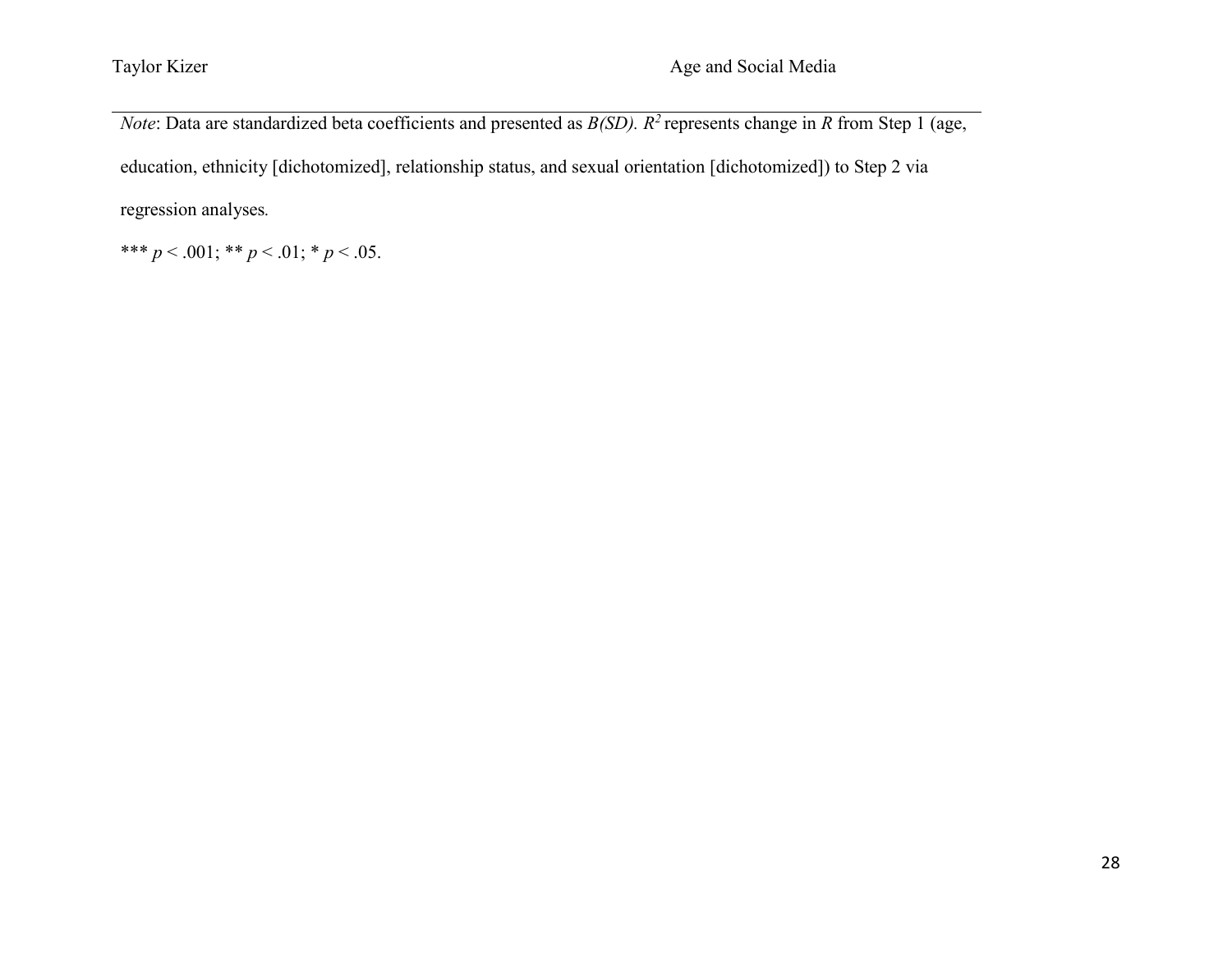*Note*: Data are standardized beta coefficients and presented as *B(SD)*. $R^2$ represents change in $R$ from Step 1 (age, education, ethnicity [dichotomized], relationship status, and sexual orientation [dichotomized]) to Step 2 via regression analyses.

*** $p < .001$; ** $p < .01$; * $p < .05$.